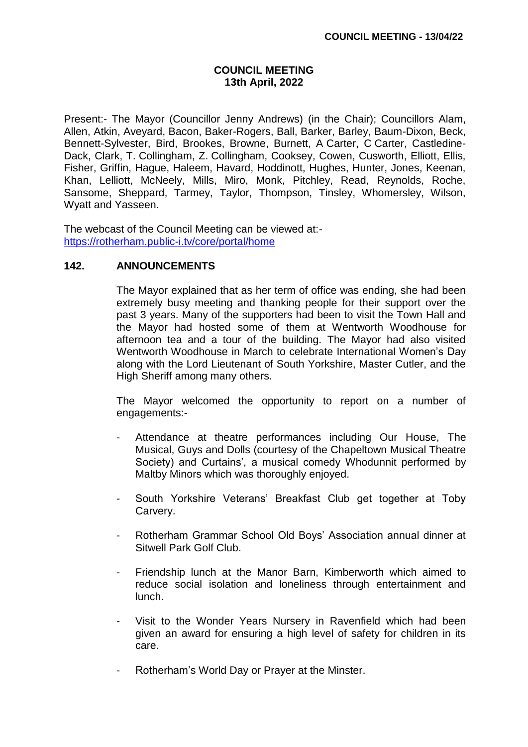# COUNCIL MEETING
## 13th April, 2022

Present:- The Mayor (Councillor Jenny Andrews) (in the Chair); Councillors Alam, Allen, Atkin, Aveyard, Bacon, Baker-Rogers, Ball, Barker, Barley, Baum-Dixon, Beck, Bennett-Sylvester, Bird, Brookes, Browne, Burnett, A Carter, C Carter, Castledine-Dack, Clark, T. Collingham, Z. Collingham, Cooksey, Cowen, Cusworth, Elliott, Ellis, Fisher, Griffin, Hague, Haleem, Havard, Hoddinott, Hughes, Hunter, Jones, Keenan, Khan, Lelliott, McNeely, Mills, Miro, Monk, Pitchley, Read, Reynolds, Roche, Sansome, Sheppard, Tarmey, Taylor, Thompson, Tinsley, Whomersley, Wilson, Wyatt and Yasseen.

The webcast of the Council Meeting can be viewed at:-
https://rotherham.public-i.tv/core/portal/home

### 142. ANNOUNCEMENTS

The Mayor explained that as her term of office was ending, she had been extremely busy meeting and thanking people for their support over the past 3 years. Many of the supporters had been to visit the Town Hall and the Mayor had hosted some of them at Wentworth Woodhouse for afternoon tea and a tour of the building. The Mayor had also visited Wentworth Woodhouse in March to celebrate International Women's Day along with the Lord Lieutenant of South Yorkshire, Master Cutler, and the High Sheriff among many others.

The Mayor welcomed the opportunity to report on a number of engagements:-

- Attendance at theatre performances including Our House, The Musical, Guys and Dolls (courtesy of the Chapeltown Musical Theatre Society) and Curtains', a musical comedy Whodunnit performed by Maltby Minors which was thoroughly enjoyed.
- South Yorkshire Veterans' Breakfast Club get together at Toby Carvery.
- Rotherham Grammar School Old Boys' Association annual dinner at Sitwell Park Golf Club.
- Friendship lunch at the Manor Barn, Kimberworth which aimed to reduce social isolation and loneliness through entertainment and lunch.
- Visit to the Wonder Years Nursery in Ravenfield which had been given an award for ensuring a high level of safety for children in its care.
- Rotherham's World Day or Prayer at the Minster.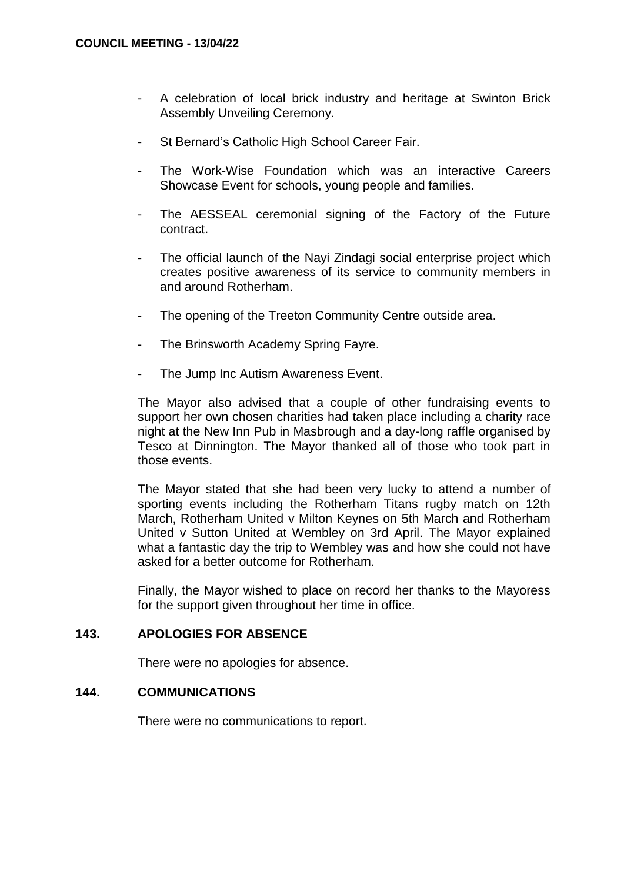- A celebration of local brick industry and heritage at Swinton Brick Assembly Unveiling Ceremony.

- St Bernard's Catholic High School Career Fair.

- The Work-Wise Foundation which was an interactive Careers Showcase Event for schools, young people and families.

- The AESSEAL ceremonial signing of the Factory of the Future contract.

- The official launch of the Nayi Zindagi social enterprise project which creates positive awareness of its service to community members in and around Rotherham.

- The opening of the Treeton Community Centre outside area.

- The Brinsworth Academy Spring Fayre.

- The Jump Inc Autism Awareness Event.

The Mayor also advised that a couple of other fundraising events to support her own chosen charities had taken place including a charity race night at the New Inn Pub in Masbrough and a day-long raffle organised by Tesco at Dinnington. The Mayor thanked all of those who took part in those events.

The Mayor stated that she had been very lucky to attend a number of sporting events including the Rotherham Titans rugby match on 12th March, Rotherham United v Milton Keynes on 5th March and Rotherham United v Sutton United at Wembley on 3rd April. The Mayor explained what a fantastic day the trip to Wembley was and how she could not have asked for a better outcome for Rotherham.

Finally, the Mayor wished to place on record her thanks to the Mayoress for the support given throughout her time in office.

## 143. APOLOGIES FOR ABSENCE

There were no apologies for absence.

## 144. COMMUNICATIONS

There were no communications to report.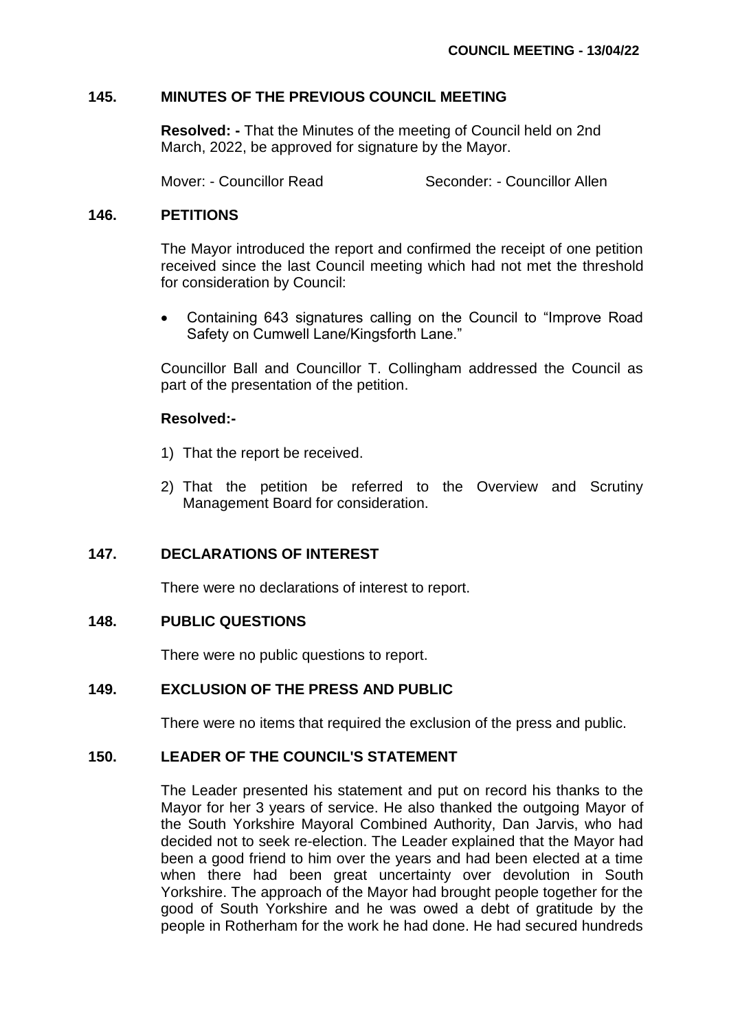## 145. MINUTES OF THE PREVIOUS COUNCIL MEETING

**Resolved: -** That the Minutes of the meeting of Council held on 2nd March, 2022, be approved for signature by the Mayor.

Mover: - Councillor Read Seconder: - Councillor Allen

## 146. PETITIONS

The Mayor introduced the report and confirmed the receipt of one petition received since the last Council meeting which had not met the threshold for consideration by Council:

- Containing 643 signatures calling on the Council to "Improve Road Safety on Cumwell Lane/Kingsforth Lane."

Councillor Ball and Councillor T. Collingham addressed the Council as part of the presentation of the petition.

**Resolved:-**

1) That the report be received.
2) That the petition be referred to the Overview and Scrutiny Management Board for consideration.

## 147. DECLARATIONS OF INTEREST

There were no declarations of interest to report.

## 148. PUBLIC QUESTIONS

There were no public questions to report.

## 149. EXCLUSION OF THE PRESS AND PUBLIC

There were no items that required the exclusion of the press and public.

## 150. LEADER OF THE COUNCIL'S STATEMENT

The Leader presented his statement and put on record his thanks to the Mayor for her 3 years of service. He also thanked the outgoing Mayor of the South Yorkshire Mayoral Combined Authority, Dan Jarvis, who had decided not to seek re-election. The Leader explained that the Mayor had been a good friend to him over the years and had been elected at a time when there had been great uncertainty over devolution in South Yorkshire. The approach of the Mayor had brought people together for the good of South Yorkshire and he was owed a debt of gratitude by the people in Rotherham for the work he had done. He had secured hundreds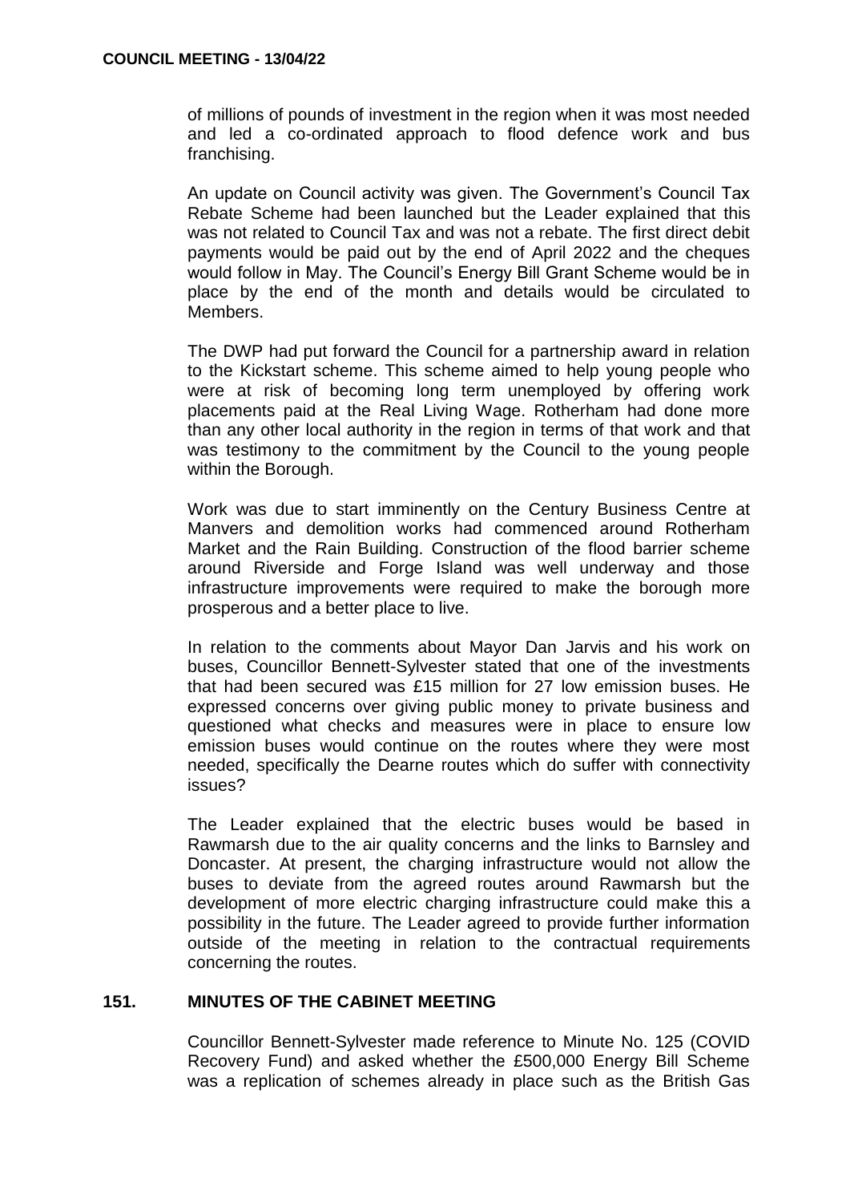of millions of pounds of investment in the region when it was most needed and led a co-ordinated approach to flood defence work and bus franchising.

An update on Council activity was given. The Government's Council Tax Rebate Scheme had been launched but the Leader explained that this was not related to Council Tax and was not a rebate. The first direct debit payments would be paid out by the end of April 2022 and the cheques would follow in May. The Council's Energy Bill Grant Scheme would be in place by the end of the month and details would be circulated to Members.

The DWP had put forward the Council for a partnership award in relation to the Kickstart scheme. This scheme aimed to help young people who were at risk of becoming long term unemployed by offering work placements paid at the Real Living Wage. Rotherham had done more than any other local authority in the region in terms of that work and that was testimony to the commitment by the Council to the young people within the Borough.

Work was due to start imminently on the Century Business Centre at Manvers and demolition works had commenced around Rotherham Market and the Rain Building. Construction of the flood barrier scheme around Riverside and Forge Island was well underway and those infrastructure improvements were required to make the borough more prosperous and a better place to live.

In relation to the comments about Mayor Dan Jarvis and his work on buses, Councillor Bennett-Sylvester stated that one of the investments that had been secured was £15 million for 27 low emission buses. He expressed concerns over giving public money to private business and questioned what checks and measures were in place to ensure low emission buses would continue on the routes where they were most needed, specifically the Dearne routes which do suffer with connectivity issues?

The Leader explained that the electric buses would be based in Rawmarsh due to the air quality concerns and the links to Barnsley and Doncaster. At present, the charging infrastructure would not allow the buses to deviate from the agreed routes around Rawmarsh but the development of more electric charging infrastructure could make this a possibility in the future. The Leader agreed to provide further information outside of the meeting in relation to the contractual requirements concerning the routes.

## 151. MINUTES OF THE CABINET MEETING

Councillor Bennett-Sylvester made reference to Minute No. 125 (COVID Recovery Fund) and asked whether the £500,000 Energy Bill Scheme was a replication of schemes already in place such as the British Gas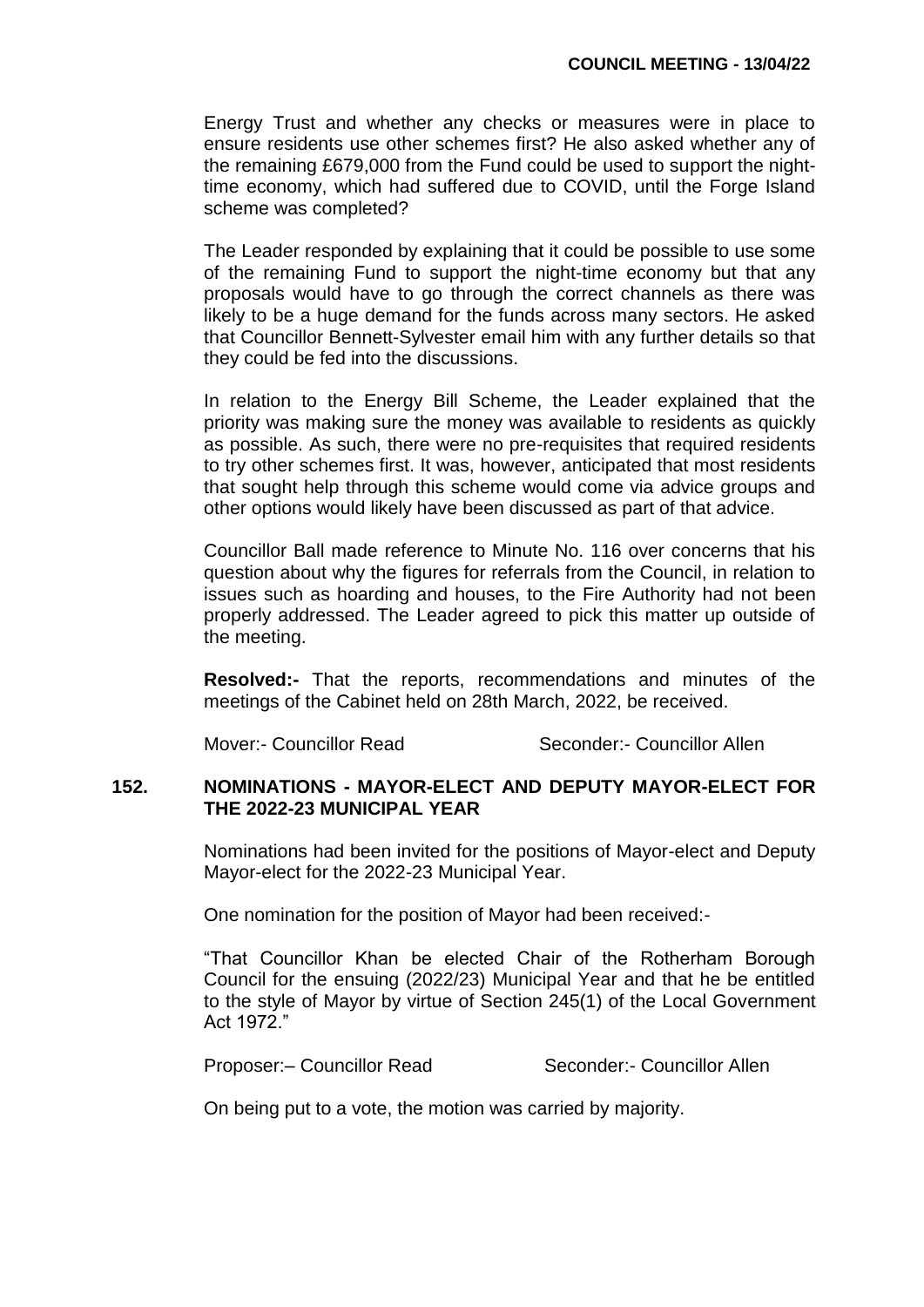Energy Trust and whether any checks or measures were in place to ensure residents use other schemes first? He also asked whether any of the remaining £679,000 from the Fund could be used to support the night-time economy, which had suffered due to COVID, until the Forge Island scheme was completed?

The Leader responded by explaining that it could be possible to use some of the remaining Fund to support the night-time economy but that any proposals would have to go through the correct channels as there was likely to be a huge demand for the funds across many sectors. He asked that Councillor Bennett-Sylvester email him with any further details so that they could be fed into the discussions.

In relation to the Energy Bill Scheme, the Leader explained that the priority was making sure the money was available to residents as quickly as possible. As such, there were no pre-requisites that required residents to try other schemes first. It was, however, anticipated that most residents that sought help through this scheme would come via advice groups and other options would likely have been discussed as part of that advice.

Councillor Ball made reference to Minute No. 116 over concerns that his question about why the figures for referrals from the Council, in relation to issues such as hoarding and houses, to the Fire Authority had not been properly addressed. The Leader agreed to pick this matter up outside of the meeting.

**Resolved:-** That the reports, recommendations and minutes of the meetings of the Cabinet held on 28th March, 2022, be received.

Mover:- Councillor Read　　　　Seconder:- Councillor Allen

## 152. NOMINATIONS - MAYOR-ELECT AND DEPUTY MAYOR-ELECT FOR THE 2022-23 MUNICIPAL YEAR

Nominations had been invited for the positions of Mayor-elect and Deputy Mayor-elect for the 2022-23 Municipal Year.

One nomination for the position of Mayor had been received:-

"That Councillor Khan be elected Chair of the Rotherham Borough Council for the ensuing (2022/23) Municipal Year and that he be entitled to the style of Mayor by virtue of Section 245(1) of the Local Government Act 1972."

Proposer:– Councillor Read　　　　Seconder:- Councillor Allen

On being put to a vote, the motion was carried by majority.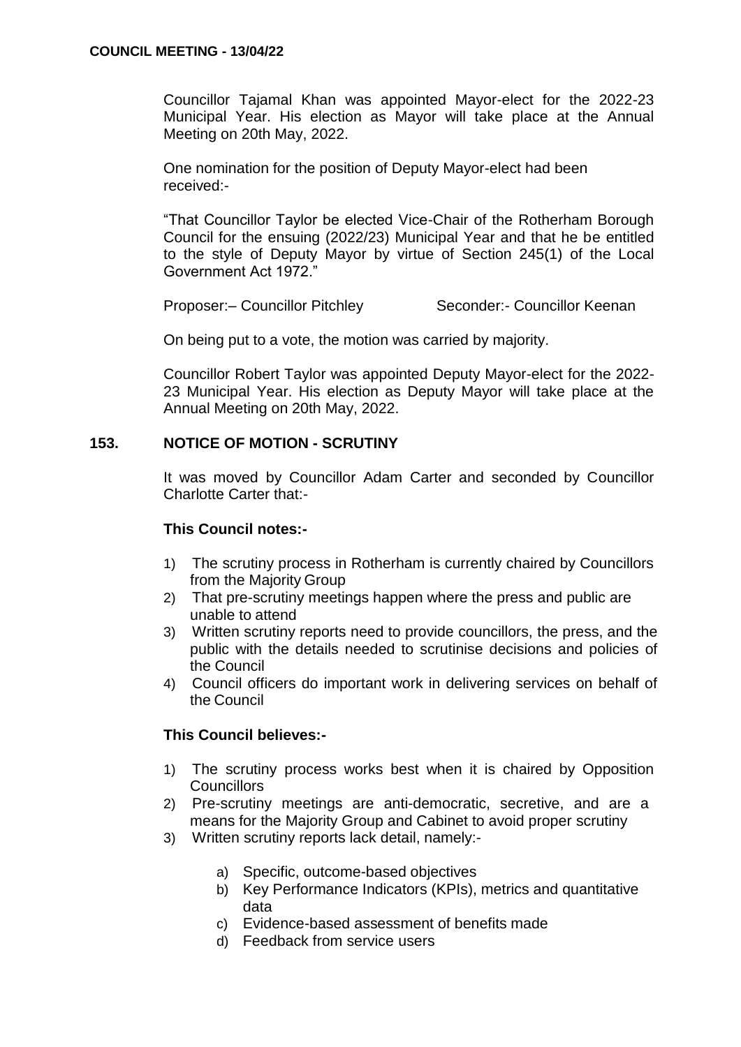Councillor Tajamal Khan was appointed Mayor-elect for the 2022-23 Municipal Year. His election as Mayor will take place at the Annual Meeting on 20th May, 2022.

One nomination for the position of Deputy Mayor-elect had been received:-

"That Councillor Taylor be elected Vice-Chair of the Rotherham Borough Council for the ensuing (2022/23) Municipal Year and that he be entitled to the style of Deputy Mayor by virtue of Section 245(1) of the Local Government Act 1972."

Proposer:– Councillor Pitchley Seconder:- Councillor Keenan

On being put to a vote, the motion was carried by majority.

Councillor Robert Taylor was appointed Deputy Mayor-elect for the 2022-23 Municipal Year. His election as Deputy Mayor will take place at the Annual Meeting on 20th May, 2022.

## 153. NOTICE OF MOTION - SCRUTINY

It was moved by Councillor Adam Carter and seconded by Councillor Charlotte Carter that:-

**This Council notes:-**

1) The scrutiny process in Rotherham is currently chaired by Councillors from the Majority Group
2) That pre-scrutiny meetings happen where the press and public are unable to attend
3) Written scrutiny reports need to provide councillors, the press, and the public with the details needed to scrutinise decisions and policies of the Council
4) Council officers do important work in delivering services on behalf of the Council

**This Council believes:-**

1) The scrutiny process works best when it is chaired by Opposition Councillors
2) Pre-scrutiny meetings are anti-democratic, secretive, and are a means for the Majority Group and Cabinet to avoid proper scrutiny
3) Written scrutiny reports lack detail, namely:-
   a) Specific, outcome-based objectives
   b) Key Performance Indicators (KPIs), metrics and quantitative data
   c) Evidence-based assessment of benefits made
   d) Feedback from service users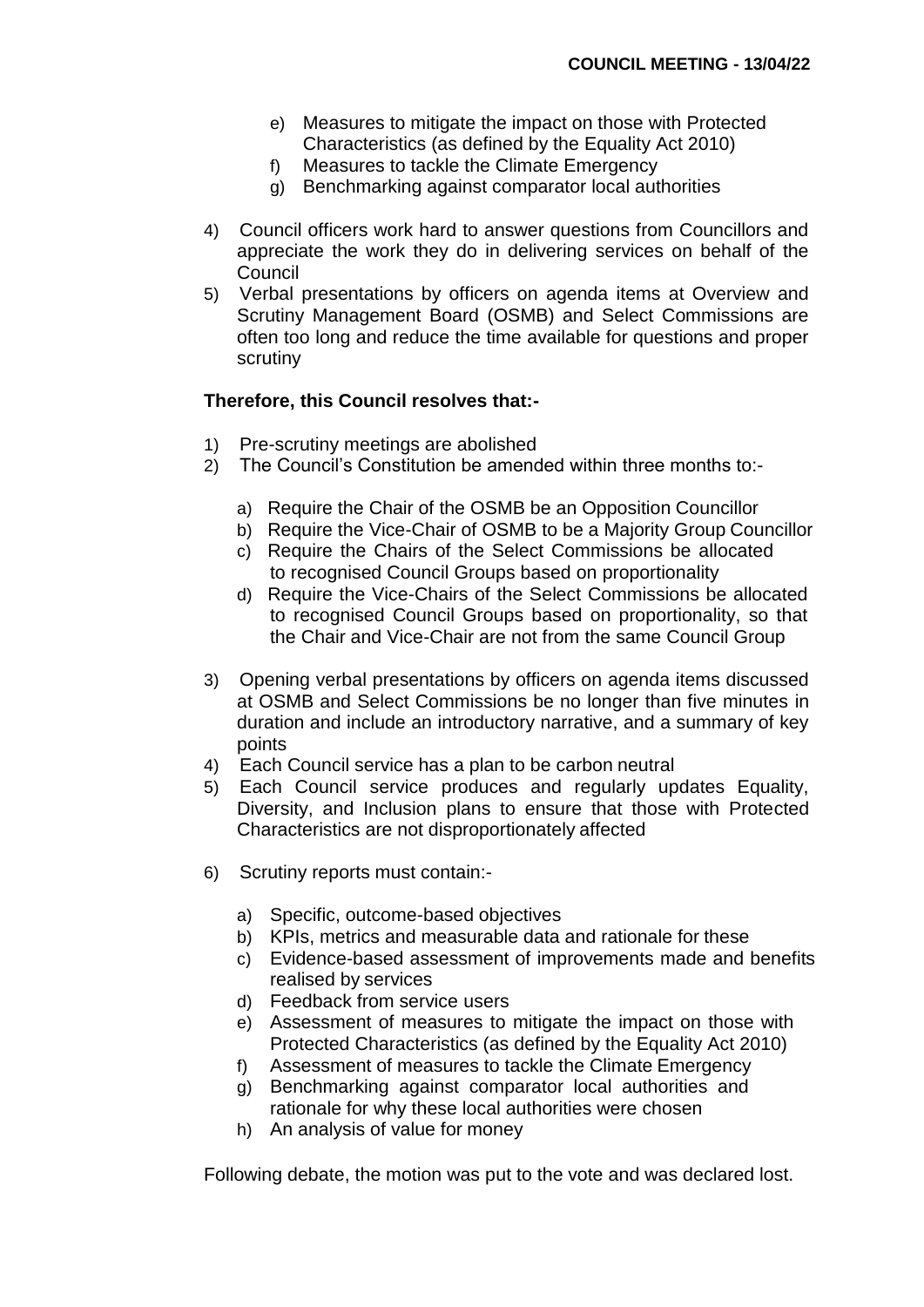e) Measures to mitigate the impact on those with Protected Characteristics (as defined by the Equality Act 2010)
   f) Measures to tackle the Climate Emergency
   g) Benchmarking against comparator local authorities

4) Council officers work hard to answer questions from Councillors and appreciate the work they do in delivering services on behalf of the Council
5) Verbal presentations by officers on agenda items at Overview and Scrutiny Management Board (OSMB) and Select Commissions are often too long and reduce the time available for questions and proper scrutiny

**Therefore, this Council resolves that:-**

1) Pre-scrutiny meetings are abolished
2) The Council's Constitution be amended within three months to:-

   a) Require the Chair of the OSMB be an Opposition Councillor
   b) Require the Vice-Chair of OSMB to be a Majority Group Councillor
   c) Require the Chairs of the Select Commissions be allocated to recognised Council Groups based on proportionality
   d) Require the Vice-Chairs of the Select Commissions be allocated to recognised Council Groups based on proportionality, so that the Chair and Vice-Chair are not from the same Council Group

3) Opening verbal presentations by officers on agenda items discussed at OSMB and Select Commissions be no longer than five minutes in duration and include an introductory narrative, and a summary of key points
4) Each Council service has a plan to be carbon neutral
5) Each Council service produces and regularly updates Equality, Diversity, and Inclusion plans to ensure that those with Protected Characteristics are not disproportionately affected

6) Scrutiny reports must contain:-

   a) Specific, outcome-based objectives
   b) KPIs, metrics and measurable data and rationale for these
   c) Evidence-based assessment of improvements made and benefits realised by services
   d) Feedback from service users
   e) Assessment of measures to mitigate the impact on those with Protected Characteristics (as defined by the Equality Act 2010)
   f) Assessment of measures to tackle the Climate Emergency
   g) Benchmarking against comparator local authorities and rationale for why these local authorities were chosen
   h) An analysis of value for money

Following debate, the motion was put to the vote and was declared lost.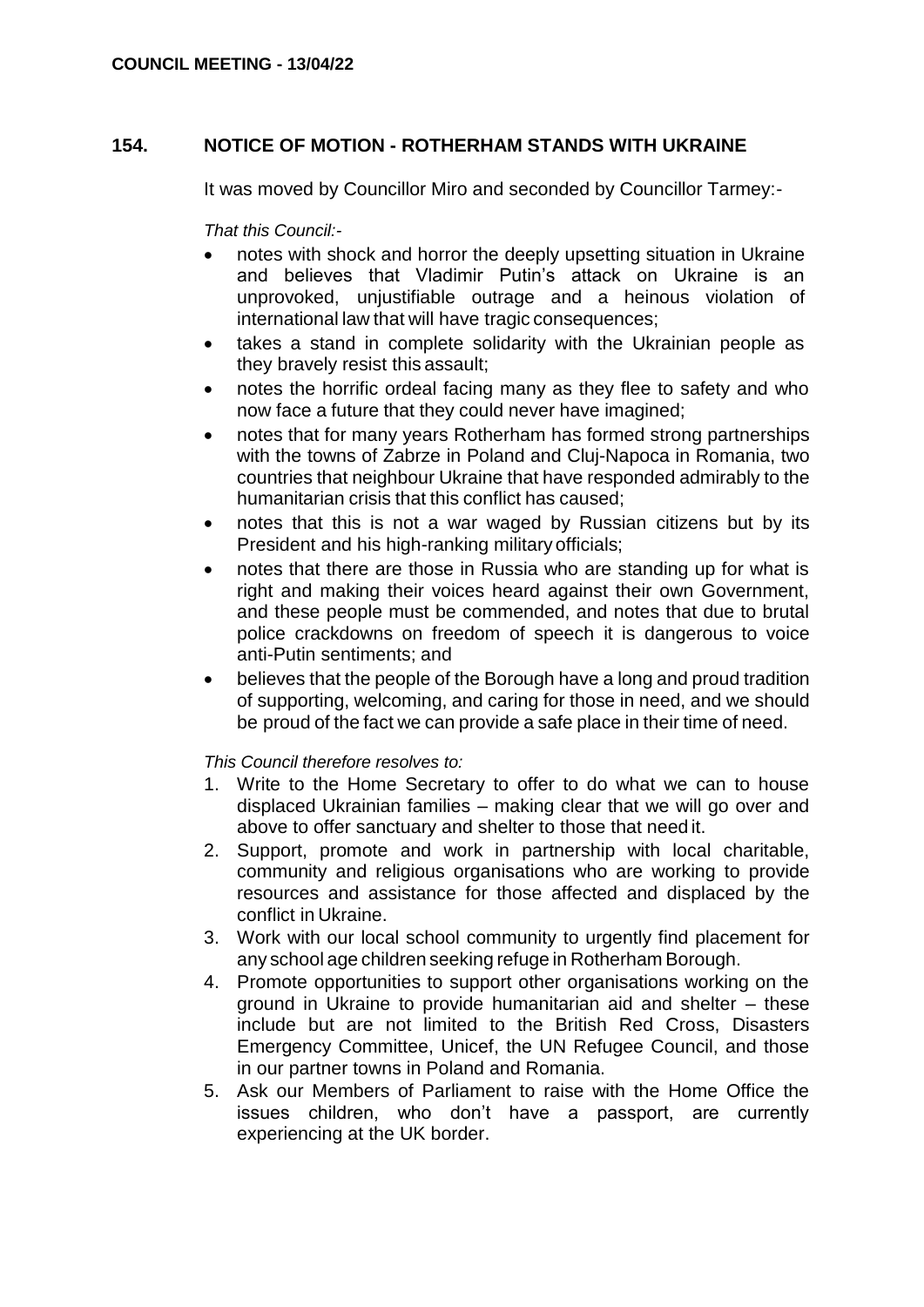## 154. NOTICE OF MOTION - ROTHERHAM STANDS WITH UKRAINE

It was moved by Councillor Miro and seconded by Councillor Tarmey:-

*That this Council:-*

- notes with shock and horror the deeply upsetting situation in Ukraine and believes that Vladimir Putin's attack on Ukraine is an unprovoked, unjustifiable outrage and a heinous violation of international law that will have tragic consequences;
- takes a stand in complete solidarity with the Ukrainian people as they bravely resist this assault;
- notes the horrific ordeal facing many as they flee to safety and who now face a future that they could never have imagined;
- notes that for many years Rotherham has formed strong partnerships with the towns of Zabrze in Poland and Cluj-Napoca in Romania, two countries that neighbour Ukraine that have responded admirably to the humanitarian crisis that this conflict has caused;
- notes that this is not a war waged by Russian citizens but by its President and his high-ranking military officials;
- notes that there are those in Russia who are standing up for what is right and making their voices heard against their own Government, and these people must be commended, and notes that due to brutal police crackdowns on freedom of speech it is dangerous to voice anti-Putin sentiments; and
- believes that the people of the Borough have a long and proud tradition of supporting, welcoming, and caring for those in need, and we should be proud of the fact we can provide a safe place in their time of need.

*This Council therefore resolves to:*

1. Write to the Home Secretary to offer to do what we can to house displaced Ukrainian families – making clear that we will go over and above to offer sanctuary and shelter to those that need it.
2. Support, promote and work in partnership with local charitable, community and religious organisations who are working to provide resources and assistance for those affected and displaced by the conflict in Ukraine.
3. Work with our local school community to urgently find placement for any school age children seeking refuge in Rotherham Borough.
4. Promote opportunities to support other organisations working on the ground in Ukraine to provide humanitarian aid and shelter – these include but are not limited to the British Red Cross, Disasters Emergency Committee, Unicef, the UN Refugee Council, and those in our partner towns in Poland and Romania.
5. Ask our Members of Parliament to raise with the Home Office the issues children, who don't have a passport, are currently experiencing at the UK border.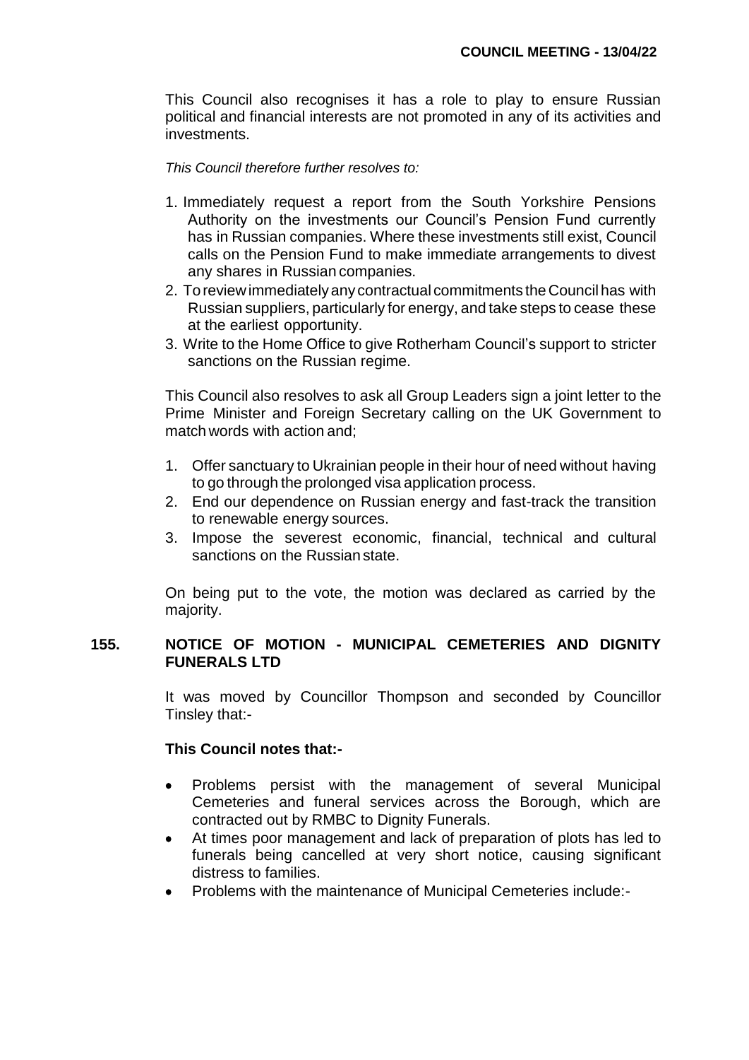This Council also recognises it has a role to play to ensure Russian political and financial interests are not promoted in any of its activities and investments.

*This Council therefore further resolves to:*

1. Immediately request a report from the South Yorkshire Pensions Authority on the investments our Council's Pension Fund currently has in Russian companies. Where these investments still exist, Council calls on the Pension Fund to make immediate arrangements to divest any shares in Russian companies.
2. To review immediately any contractual commitments the Council has with Russian suppliers, particularly for energy, and take steps to cease these at the earliest opportunity.
3. Write to the Home Office to give Rotherham Council's support to stricter sanctions on the Russian regime.

This Council also resolves to ask all Group Leaders sign a joint letter to the Prime Minister and Foreign Secretary calling on the UK Government to match words with action and;

1. Offer sanctuary to Ukrainian people in their hour of need without having to go through the prolonged visa application process.
2. End our dependence on Russian energy and fast-track the transition to renewable energy sources.
3. Impose the severest economic, financial, technical and cultural sanctions on the Russian state.

On being put to the vote, the motion was declared as carried by the majority.

## 155. NOTICE OF MOTION - MUNICIPAL CEMETERIES AND DIGNITY FUNERALS LTD

It was moved by Councillor Thompson and seconded by Councillor Tinsley that:-

**This Council notes that:-**

- Problems persist with the management of several Municipal Cemeteries and funeral services across the Borough, which are contracted out by RMBC to Dignity Funerals.
- At times poor management and lack of preparation of plots has led to funerals being cancelled at very short notice, causing significant distress to families.
- Problems with the maintenance of Municipal Cemeteries include:-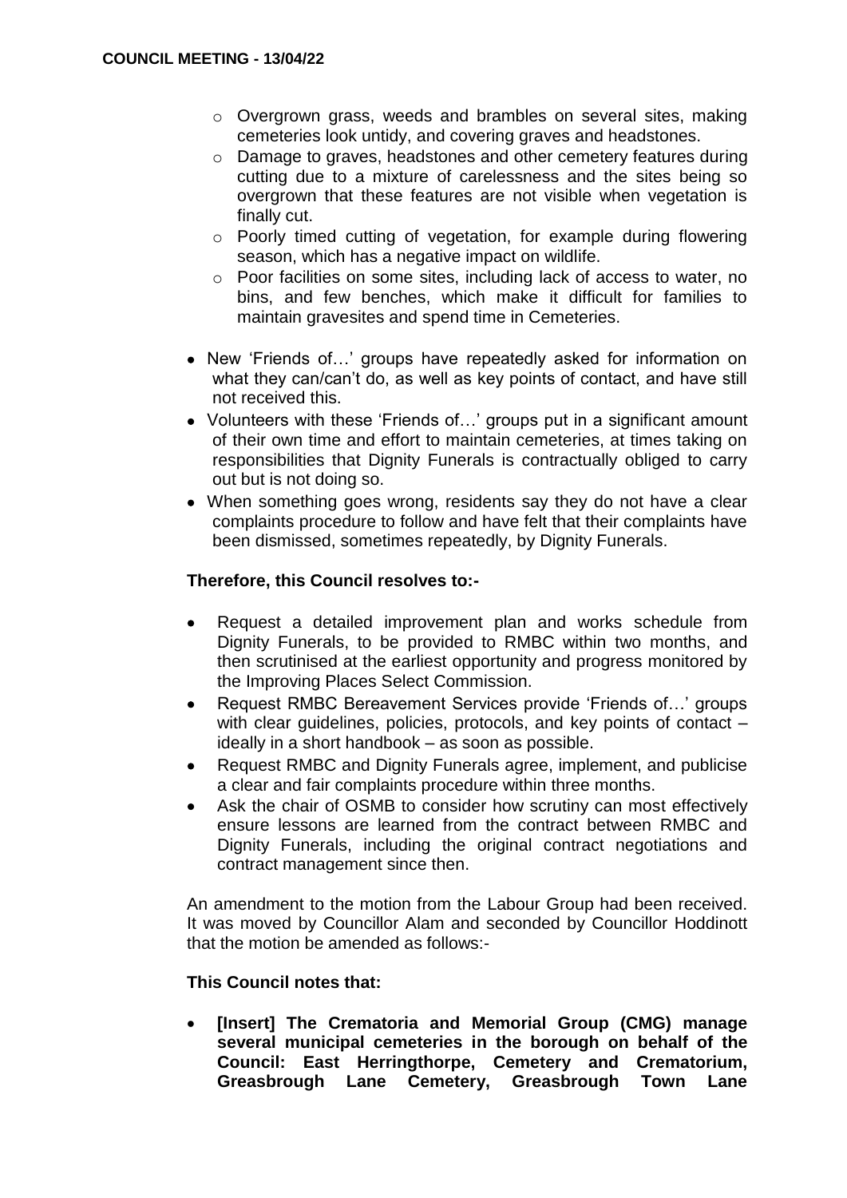- Overgrown grass, weeds and brambles on several sites, making cemeteries look untidy, and covering graves and headstones.
    - Damage to graves, headstones and other cemetery features during cutting due to a mixture of carelessness and the sites being so overgrown that these features are not visible when vegetation is finally cut.
    - Poorly timed cutting of vegetation, for example during flowering season, which has a negative impact on wildlife.
    - Poor facilities on some sites, including lack of access to water, no bins, and few benches, which make it difficult for families to maintain gravesites and spend time in Cemeteries.

- New 'Friends of…' groups have repeatedly asked for information on what they can/can't do, as well as key points of contact, and have still not received this.
- Volunteers with these 'Friends of…' groups put in a significant amount of their own time and effort to maintain cemeteries, at times taking on responsibilities that Dignity Funerals is contractually obliged to carry out but is not doing so.
- When something goes wrong, residents say they do not have a clear complaints procedure to follow and have felt that their complaints have been dismissed, sometimes repeatedly, by Dignity Funerals.

**Therefore, this Council resolves to:-**

- Request a detailed improvement plan and works schedule from Dignity Funerals, to be provided to RMBC within two months, and then scrutinised at the earliest opportunity and progress monitored by the Improving Places Select Commission.
- Request RMBC Bereavement Services provide 'Friends of…' groups with clear guidelines, policies, protocols, and key points of contact – ideally in a short handbook – as soon as possible.
- Request RMBC and Dignity Funerals agree, implement, and publicise a clear and fair complaints procedure within three months.
- Ask the chair of OSMB to consider how scrutiny can most effectively ensure lessons are learned from the contract between RMBC and Dignity Funerals, including the original contract negotiations and contract management since then.

An amendment to the motion from the Labour Group had been received. It was moved by Councillor Alam and seconded by Councillor Hoddinott that the motion be amended as follows:-

**This Council notes that:**

- **[Insert] The Crematoria and Memorial Group (CMG) manage several municipal cemeteries in the borough on behalf of the Council: East Herringthorpe, Cemetery and Crematorium, Greasbrough Lane Cemetery, Greasbrough Town Lane**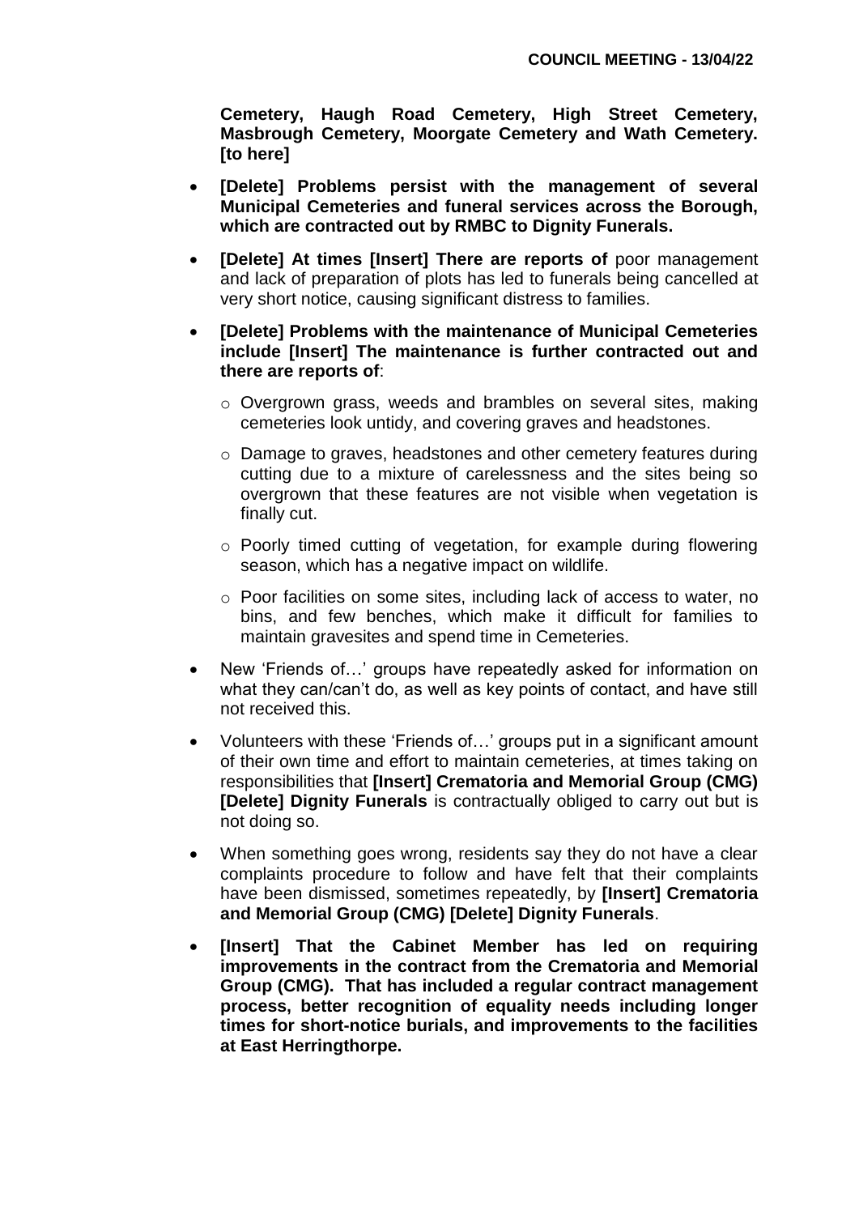**Cemetery, Haugh Road Cemetery, High Street Cemetery, Masbrough Cemetery, Moorgate Cemetery and Wath Cemetery. [to here]**

- **[Delete] Problems persist with the management of several Municipal Cemeteries and funeral services across the Borough, which are contracted out by RMBC to Dignity Funerals.**
- **[Delete] At times [Insert] There are reports of** poor management and lack of preparation of plots has led to funerals being cancelled at very short notice, causing significant distress to families.
- **[Delete] Problems with the maintenance of Municipal Cemeteries include [Insert] The maintenance is further contracted out and there are reports of**:
  - Overgrown grass, weeds and brambles on several sites, making cemeteries look untidy, and covering graves and headstones.
  - Damage to graves, headstones and other cemetery features during cutting due to a mixture of carelessness and the sites being so overgrown that these features are not visible when vegetation is finally cut.
  - Poorly timed cutting of vegetation, for example during flowering season, which has a negative impact on wildlife.
  - Poor facilities on some sites, including lack of access to water, no bins, and few benches, which make it difficult for families to maintain gravesites and spend time in Cemeteries.
- New 'Friends of…' groups have repeatedly asked for information on what they can/can't do, as well as key points of contact, and have still not received this.
- Volunteers with these 'Friends of…' groups put in a significant amount of their own time and effort to maintain cemeteries, at times taking on responsibilities that **[Insert] Crematoria and Memorial Group (CMG) [Delete] Dignity Funerals** is contractually obliged to carry out but is not doing so.
- When something goes wrong, residents say they do not have a clear complaints procedure to follow and have felt that their complaints have been dismissed, sometimes repeatedly, by **[Insert] Crematoria and Memorial Group (CMG) [Delete] Dignity Funerals**.
- **[Insert] That the Cabinet Member has led on requiring improvements in the contract from the Crematoria and Memorial Group (CMG). That has included a regular contract management process, better recognition of equality needs including longer times for short-notice burials, and improvements to the facilities at East Herringthorpe.**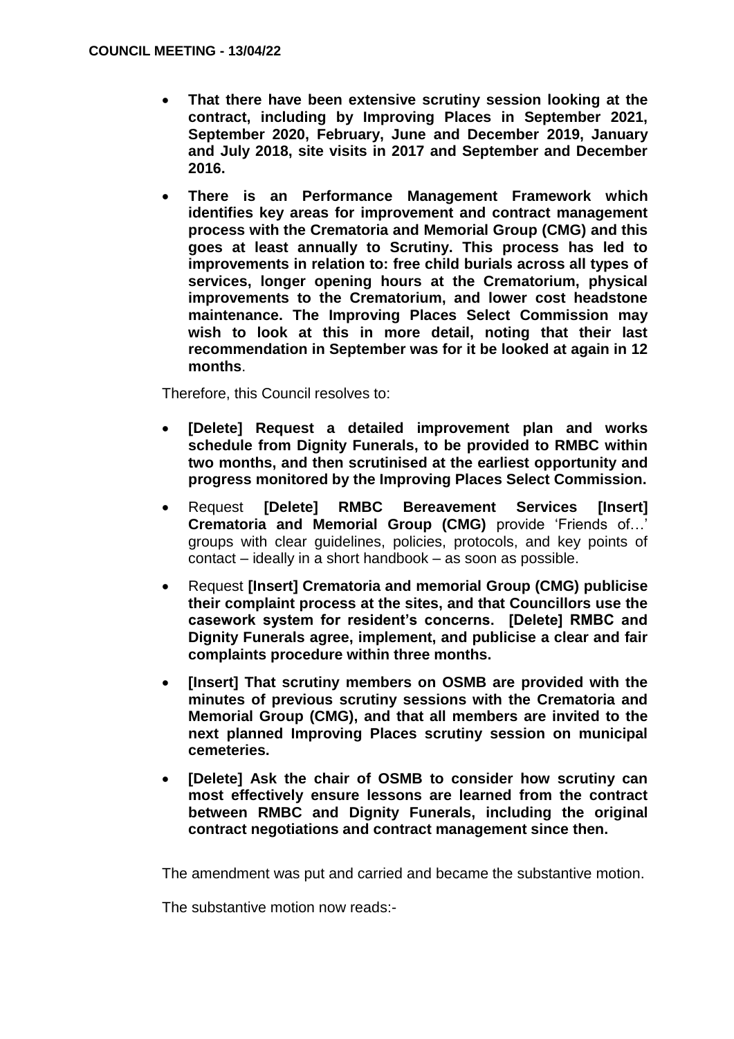- **That there have been extensive scrutiny session looking at the contract, including by Improving Places in September 2021, September 2020, February, June and December 2019, January and July 2018, site visits in 2017 and September and December 2016.**
- **There is an Performance Management Framework which identifies key areas for improvement and contract management process with the Crematoria and Memorial Group (CMG) and this goes at least annually to Scrutiny. This process has led to improvements in relation to: free child burials across all types of services, longer opening hours at the Crematorium, physical improvements to the Crematorium, and lower cost headstone maintenance. The Improving Places Select Commission may wish to look at this in more detail, noting that their last recommendation in September was for it be looked at again in 12 months**.

Therefore, this Council resolves to:

- **[Delete] Request a detailed improvement plan and works schedule from Dignity Funerals, to be provided to RMBC within two months, and then scrutinised at the earliest opportunity and progress monitored by the Improving Places Select Commission.**
- Request **[Delete] RMBC Bereavement Services [Insert] Crematoria and Memorial Group (CMG)** provide 'Friends of…' groups with clear guidelines, policies, protocols, and key points of contact – ideally in a short handbook – as soon as possible.
- Request **[Insert] Crematoria and memorial Group (CMG) publicise their complaint process at the sites, and that Councillors use the casework system for resident's concerns. [Delete] RMBC and Dignity Funerals agree, implement, and publicise a clear and fair complaints procedure within three months.**
- **[Insert] That scrutiny members on OSMB are provided with the minutes of previous scrutiny sessions with the Crematoria and Memorial Group (CMG), and that all members are invited to the next planned Improving Places scrutiny session on municipal cemeteries.**
- **[Delete] Ask the chair of OSMB to consider how scrutiny can most effectively ensure lessons are learned from the contract between RMBC and Dignity Funerals, including the original contract negotiations and contract management since then.**

The amendment was put and carried and became the substantive motion.

The substantive motion now reads:-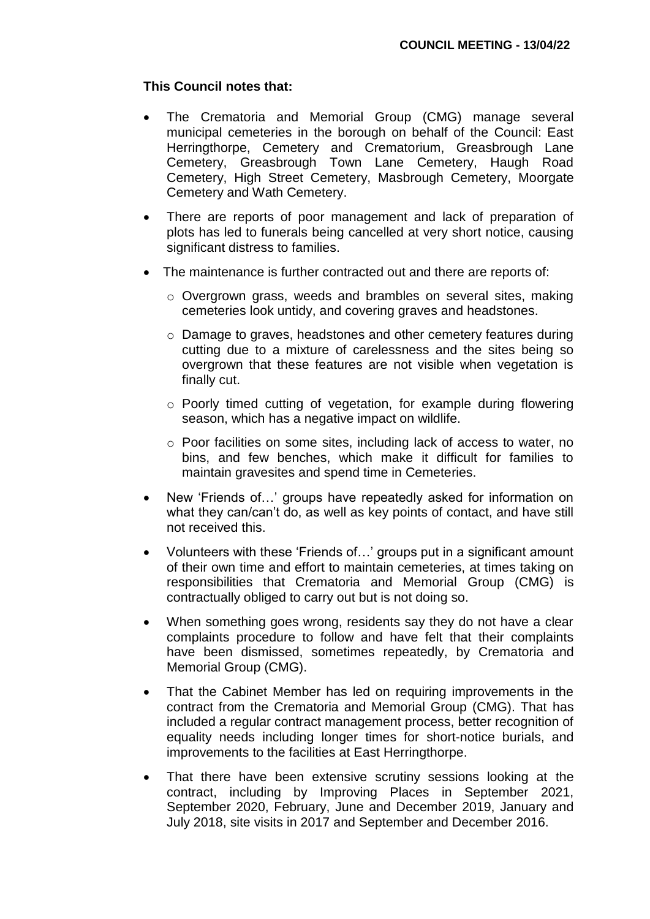**This Council notes that:**

- The Crematoria and Memorial Group (CMG) manage several municipal cemeteries in the borough on behalf of the Council: East Herringthorpe, Cemetery and Crematorium, Greasbrough Lane Cemetery, Greasbrough Town Lane Cemetery, Haugh Road Cemetery, High Street Cemetery, Masbrough Cemetery, Moorgate Cemetery and Wath Cemetery.
- There are reports of poor management and lack of preparation of plots has led to funerals being cancelled at very short notice, causing significant distress to families.
- The maintenance is further contracted out and there are reports of:
  - Overgrown grass, weeds and brambles on several sites, making cemeteries look untidy, and covering graves and headstones.
  - Damage to graves, headstones and other cemetery features during cutting due to a mixture of carelessness and the sites being so overgrown that these features are not visible when vegetation is finally cut.
  - Poorly timed cutting of vegetation, for example during flowering season, which has a negative impact on wildlife.
  - Poor facilities on some sites, including lack of access to water, no bins, and few benches, which make it difficult for families to maintain gravesites and spend time in Cemeteries.
- New 'Friends of…' groups have repeatedly asked for information on what they can/can't do, as well as key points of contact, and have still not received this.
- Volunteers with these 'Friends of…' groups put in a significant amount of their own time and effort to maintain cemeteries, at times taking on responsibilities that Crematoria and Memorial Group (CMG) is contractually obliged to carry out but is not doing so.
- When something goes wrong, residents say they do not have a clear complaints procedure to follow and have felt that their complaints have been dismissed, sometimes repeatedly, by Crematoria and Memorial Group (CMG).
- That the Cabinet Member has led on requiring improvements in the contract from the Crematoria and Memorial Group (CMG). That has included a regular contract management process, better recognition of equality needs including longer times for short-notice burials, and improvements to the facilities at East Herringthorpe.
- That there have been extensive scrutiny sessions looking at the contract, including by Improving Places in September 2021, September 2020, February, June and December 2019, January and July 2018, site visits in 2017 and September and December 2016.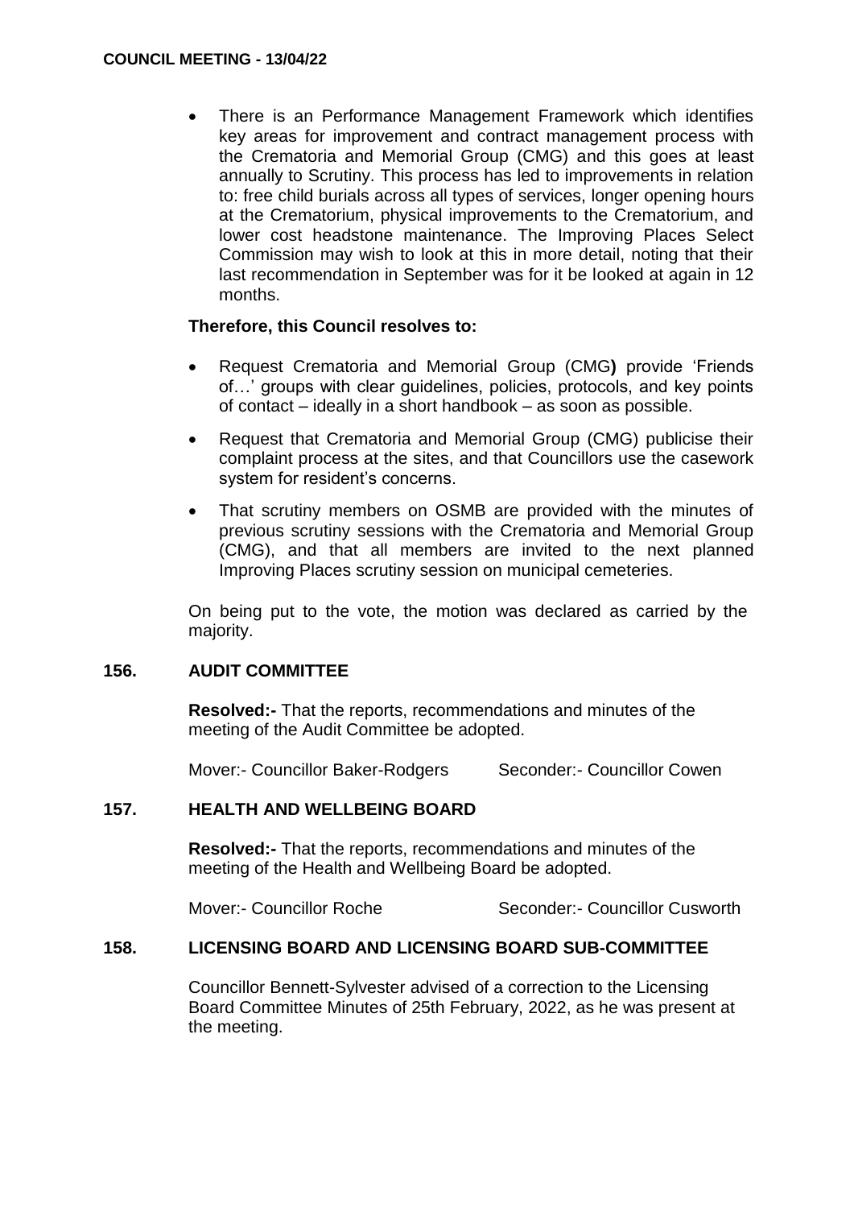- There is an Performance Management Framework which identifies key areas for improvement and contract management process with the Crematoria and Memorial Group (CMG) and this goes at least annually to Scrutiny. This process has led to improvements in relation to: free child burials across all types of services, longer opening hours at the Crematorium, physical improvements to the Crematorium, and lower cost headstone maintenance. The Improving Places Select Commission may wish to look at this in more detail, noting that their last recommendation in September was for it be looked at again in 12 months.

**Therefore, this Council resolves to:**

- Request Crematoria and Memorial Group (CMG**)** provide 'Friends of…' groups with clear guidelines, policies, protocols, and key points of contact – ideally in a short handbook – as soon as possible.
- Request that Crematoria and Memorial Group (CMG) publicise their complaint process at the sites, and that Councillors use the casework system for resident's concerns.
- That scrutiny members on OSMB are provided with the minutes of previous scrutiny sessions with the Crematoria and Memorial Group (CMG), and that all members are invited to the next planned Improving Places scrutiny session on municipal cemeteries.

On being put to the vote, the motion was declared as carried by the majority.

## 156. AUDIT COMMITTEE

**Resolved:-** That the reports, recommendations and minutes of the meeting of the Audit Committee be adopted.

Mover:- Councillor Baker-Rodgers Seconder:- Councillor Cowen

## 157. HEALTH AND WELLBEING BOARD

**Resolved:-** That the reports, recommendations and minutes of the meeting of the Health and Wellbeing Board be adopted.

Mover:- Councillor Roche Seconder:- Councillor Cusworth

## 158. LICENSING BOARD AND LICENSING BOARD SUB-COMMITTEE

Councillor Bennett-Sylvester advised of a correction to the Licensing Board Committee Minutes of 25th February, 2022, as he was present at the meeting.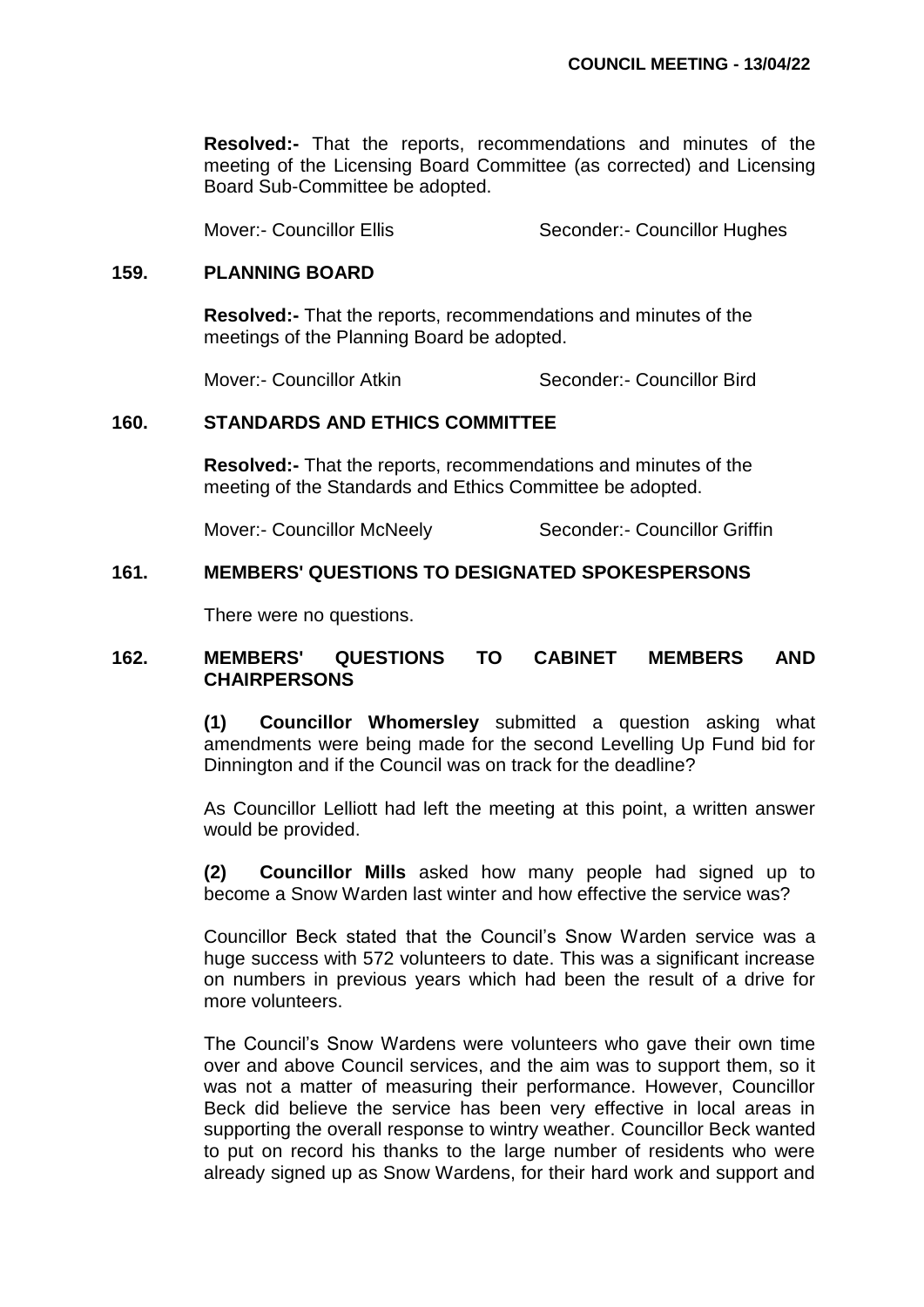**Resolved:-** That the reports, recommendations and minutes of the meeting of the Licensing Board Committee (as corrected) and Licensing Board Sub-Committee be adopted.

Mover:- Councillor Ellis Seconder:- Councillor Hughes

## 159. PLANNING BOARD

**Resolved:-** That the reports, recommendations and minutes of the meetings of the Planning Board be adopted.

Mover:- Councillor Atkin Seconder:- Councillor Bird

## 160. STANDARDS AND ETHICS COMMITTEE

**Resolved:-** That the reports, recommendations and minutes of the meeting of the Standards and Ethics Committee be adopted.

Mover:- Councillor McNeely Seconder:- Councillor Griffin

## 161. MEMBERS' QUESTIONS TO DESIGNATED SPOKESPERSONS

There were no questions.

## 162. MEMBERS' QUESTIONS TO CABINET MEMBERS AND CHAIRPERSONS

**(1) Councillor Whomersley** submitted a question asking what amendments were being made for the second Levelling Up Fund bid for Dinnington and if the Council was on track for the deadline?

As Councillor Lelliott had left the meeting at this point, a written answer would be provided.

**(2) Councillor Mills** asked how many people had signed up to become a Snow Warden last winter and how effective the service was?

Councillor Beck stated that the Council's Snow Warden service was a huge success with 572 volunteers to date. This was a significant increase on numbers in previous years which had been the result of a drive for more volunteers.

The Council's Snow Wardens were volunteers who gave their own time over and above Council services, and the aim was to support them, so it was not a matter of measuring their performance. However, Councillor Beck did believe the service has been very effective in local areas in supporting the overall response to wintry weather. Councillor Beck wanted to put on record his thanks to the large number of residents who were already signed up as Snow Wardens, for their hard work and support and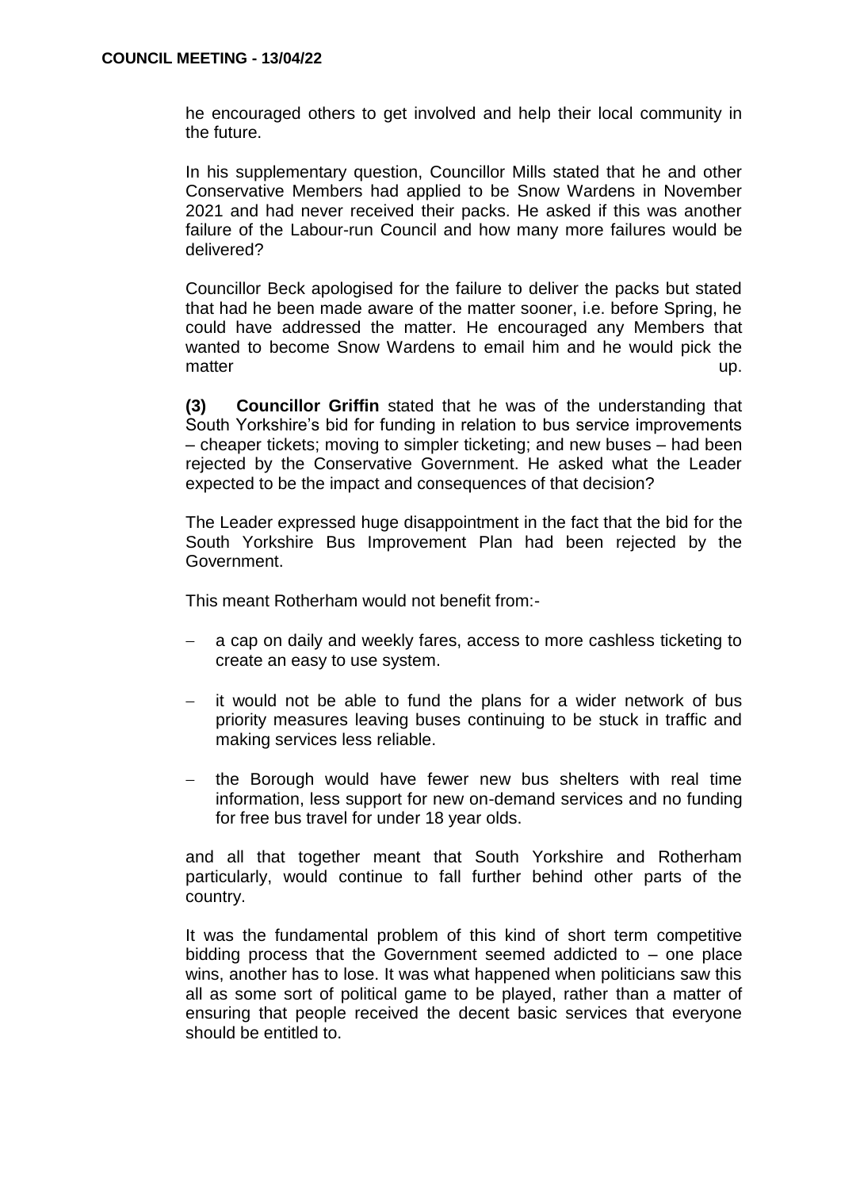he encouraged others to get involved and help their local community in the future.

In his supplementary question, Councillor Mills stated that he and other Conservative Members had applied to be Snow Wardens in November 2021 and had never received their packs. He asked if this was another failure of the Labour-run Council and how many more failures would be delivered?

Councillor Beck apologised for the failure to deliver the packs but stated that had he been made aware of the matter sooner, i.e. before Spring, he could have addressed the matter. He encouraged any Members that wanted to become Snow Wardens to email him and he would pick the matter up.

**(3) Councillor Griffin** stated that he was of the understanding that South Yorkshire's bid for funding in relation to bus service improvements – cheaper tickets; moving to simpler ticketing; and new buses – had been rejected by the Conservative Government. He asked what the Leader expected to be the impact and consequences of that decision?

The Leader expressed huge disappointment in the fact that the bid for the South Yorkshire Bus Improvement Plan had been rejected by the Government.

This meant Rotherham would not benefit from:-

- a cap on daily and weekly fares, access to more cashless ticketing to create an easy to use system.
- it would not be able to fund the plans for a wider network of bus priority measures leaving buses continuing to be stuck in traffic and making services less reliable.
- the Borough would have fewer new bus shelters with real time information, less support for new on-demand services and no funding for free bus travel for under 18 year olds.

and all that together meant that South Yorkshire and Rotherham particularly, would continue to fall further behind other parts of the country.

It was the fundamental problem of this kind of short term competitive bidding process that the Government seemed addicted to – one place wins, another has to lose. It was what happened when politicians saw this all as some sort of political game to be played, rather than a matter of ensuring that people received the decent basic services that everyone should be entitled to.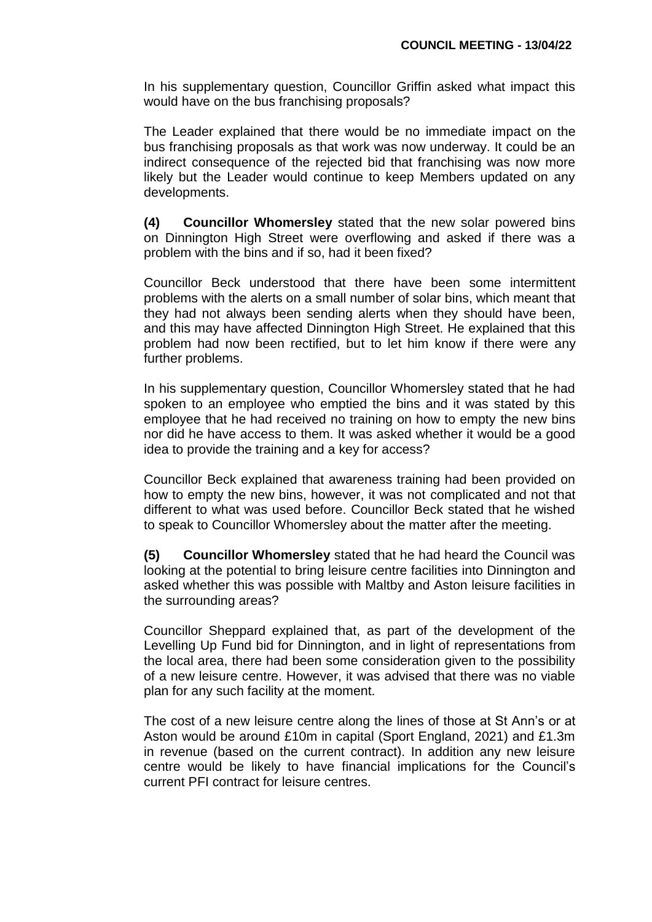In his supplementary question, Councillor Griffin asked what impact this would have on the bus franchising proposals?

The Leader explained that there would be no immediate impact on the bus franchising proposals as that work was now underway. It could be an indirect consequence of the rejected bid that franchising was now more likely but the Leader would continue to keep Members updated on any developments.

**(4) Councillor Whomersley** stated that the new solar powered bins on Dinnington High Street were overflowing and asked if there was a problem with the bins and if so, had it been fixed?

Councillor Beck understood that there have been some intermittent problems with the alerts on a small number of solar bins, which meant that they had not always been sending alerts when they should have been, and this may have affected Dinnington High Street. He explained that this problem had now been rectified, but to let him know if there were any further problems.

In his supplementary question, Councillor Whomersley stated that he had spoken to an employee who emptied the bins and it was stated by this employee that he had received no training on how to empty the new bins nor did he have access to them. It was asked whether it would be a good idea to provide the training and a key for access?

Councillor Beck explained that awareness training had been provided on how to empty the new bins, however, it was not complicated and not that different to what was used before. Councillor Beck stated that he wished to speak to Councillor Whomersley about the matter after the meeting.

**(5) Councillor Whomersley** stated that he had heard the Council was looking at the potential to bring leisure centre facilities into Dinnington and asked whether this was possible with Maltby and Aston leisure facilities in the surrounding areas?

Councillor Sheppard explained that, as part of the development of the Levelling Up Fund bid for Dinnington, and in light of representations from the local area, there had been some consideration given to the possibility of a new leisure centre. However, it was advised that there was no viable plan for any such facility at the moment.

The cost of a new leisure centre along the lines of those at St Ann's or at Aston would be around £10m in capital (Sport England, 2021) and £1.3m in revenue (based on the current contract). In addition any new leisure centre would be likely to have financial implications for the Council's current PFI contract for leisure centres.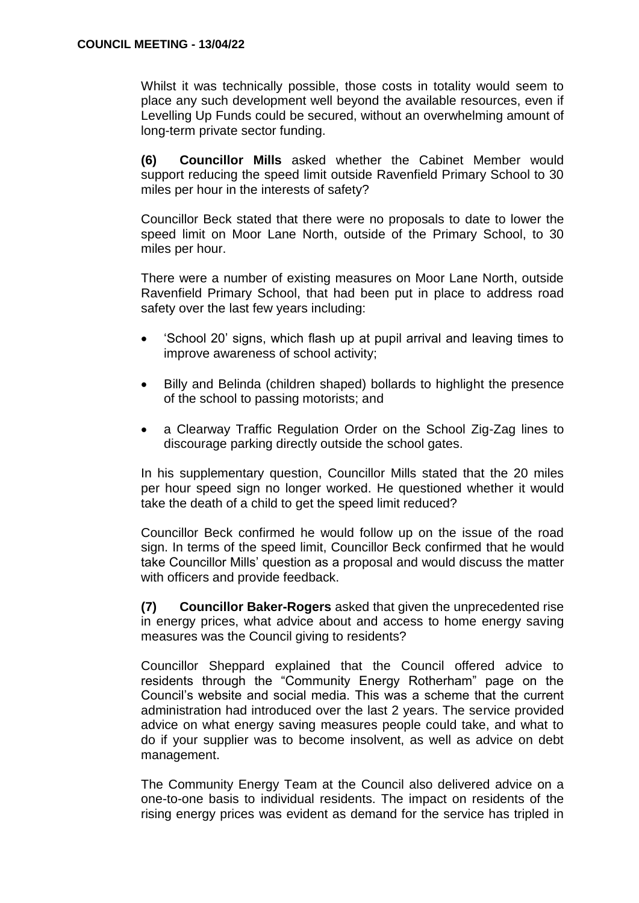Whilst it was technically possible, those costs in totality would seem to place any such development well beyond the available resources, even if Levelling Up Funds could be secured, without an overwhelming amount of long-term private sector funding.

**(6) Councillor Mills** asked whether the Cabinet Member would support reducing the speed limit outside Ravenfield Primary School to 30 miles per hour in the interests of safety?

Councillor Beck stated that there were no proposals to date to lower the speed limit on Moor Lane North, outside of the Primary School, to 30 miles per hour.

There were a number of existing measures on Moor Lane North, outside Ravenfield Primary School, that had been put in place to address road safety over the last few years including:

- 'School 20' signs, which flash up at pupil arrival and leaving times to improve awareness of school activity;
- Billy and Belinda (children shaped) bollards to highlight the presence of the school to passing motorists; and
- a Clearway Traffic Regulation Order on the School Zig-Zag lines to discourage parking directly outside the school gates.

In his supplementary question, Councillor Mills stated that the 20 miles per hour speed sign no longer worked. He questioned whether it would take the death of a child to get the speed limit reduced?

Councillor Beck confirmed he would follow up on the issue of the road sign. In terms of the speed limit, Councillor Beck confirmed that he would take Councillor Mills' question as a proposal and would discuss the matter with officers and provide feedback.

**(7) Councillor Baker-Rogers** asked that given the unprecedented rise in energy prices, what advice about and access to home energy saving measures was the Council giving to residents?

Councillor Sheppard explained that the Council offered advice to residents through the "Community Energy Rotherham" page on the Council's website and social media. This was a scheme that the current administration had introduced over the last 2 years. The service provided advice on what energy saving measures people could take, and what to do if your supplier was to become insolvent, as well as advice on debt management.

The Community Energy Team at the Council also delivered advice on a one-to-one basis to individual residents. The impact on residents of the rising energy prices was evident as demand for the service has tripled in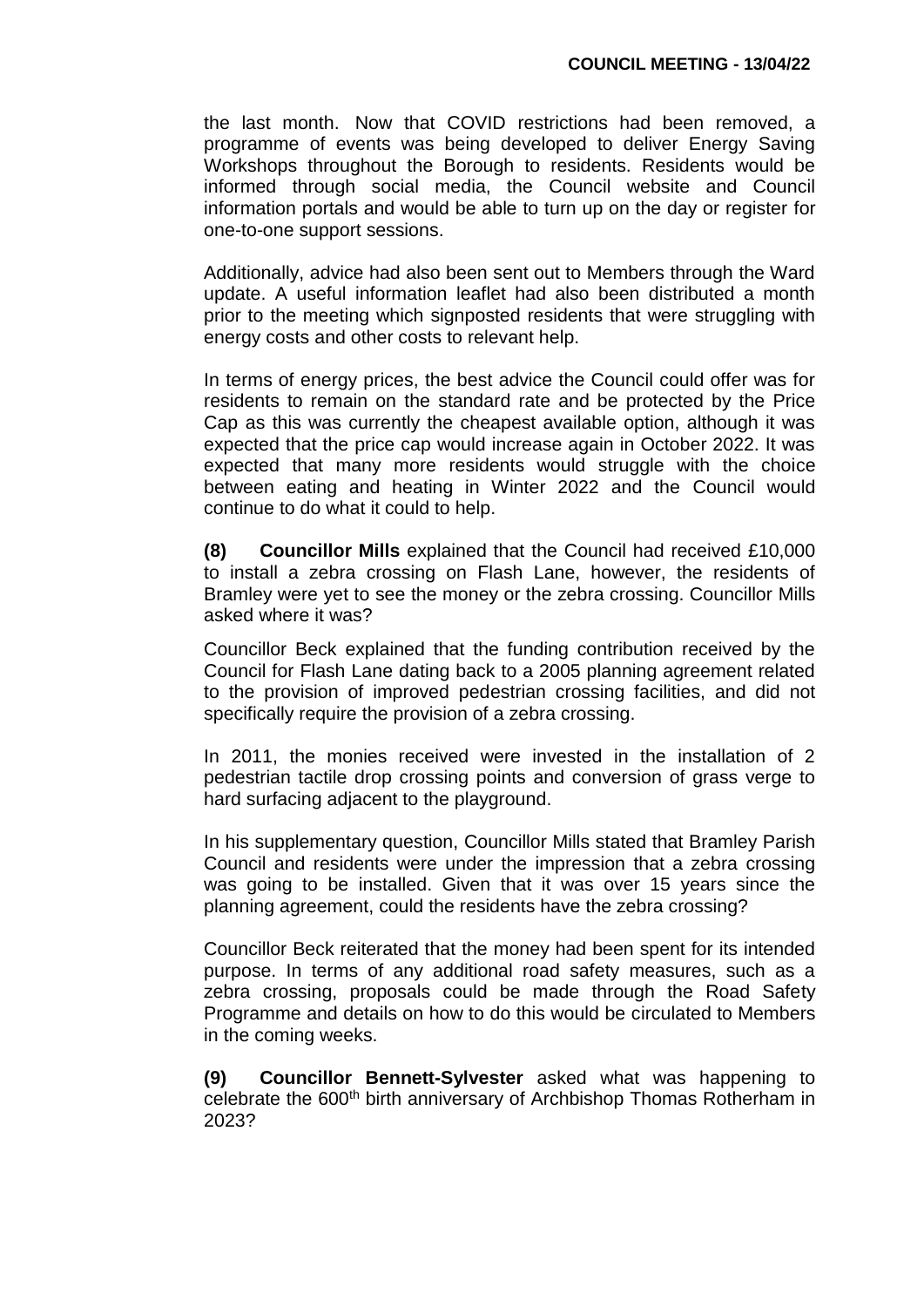the last month. Now that COVID restrictions had been removed, a programme of events was being developed to deliver Energy Saving Workshops throughout the Borough to residents. Residents would be informed through social media, the Council website and Council information portals and would be able to turn up on the day or register for one-to-one support sessions.

Additionally, advice had also been sent out to Members through the Ward update. A useful information leaflet had also been distributed a month prior to the meeting which signposted residents that were struggling with energy costs and other costs to relevant help.

In terms of energy prices, the best advice the Council could offer was for residents to remain on the standard rate and be protected by the Price Cap as this was currently the cheapest available option, although it was expected that the price cap would increase again in October 2022. It was expected that many more residents would struggle with the choice between eating and heating in Winter 2022 and the Council would continue to do what it could to help.

**(8) Councillor Mills** explained that the Council had received £10,000 to install a zebra crossing on Flash Lane, however, the residents of Bramley were yet to see the money or the zebra crossing. Councillor Mills asked where it was?

Councillor Beck explained that the funding contribution received by the Council for Flash Lane dating back to a 2005 planning agreement related to the provision of improved pedestrian crossing facilities, and did not specifically require the provision of a zebra crossing.

In 2011, the monies received were invested in the installation of 2 pedestrian tactile drop crossing points and conversion of grass verge to hard surfacing adjacent to the playground.

In his supplementary question, Councillor Mills stated that Bramley Parish Council and residents were under the impression that a zebra crossing was going to be installed. Given that it was over 15 years since the planning agreement, could the residents have the zebra crossing?

Councillor Beck reiterated that the money had been spent for its intended purpose. In terms of any additional road safety measures, such as a zebra crossing, proposals could be made through the Road Safety Programme and details on how to do this would be circulated to Members in the coming weeks.

**(9) Councillor Bennett-Sylvester** asked what was happening to celebrate the 600th birth anniversary of Archbishop Thomas Rotherham in 2023?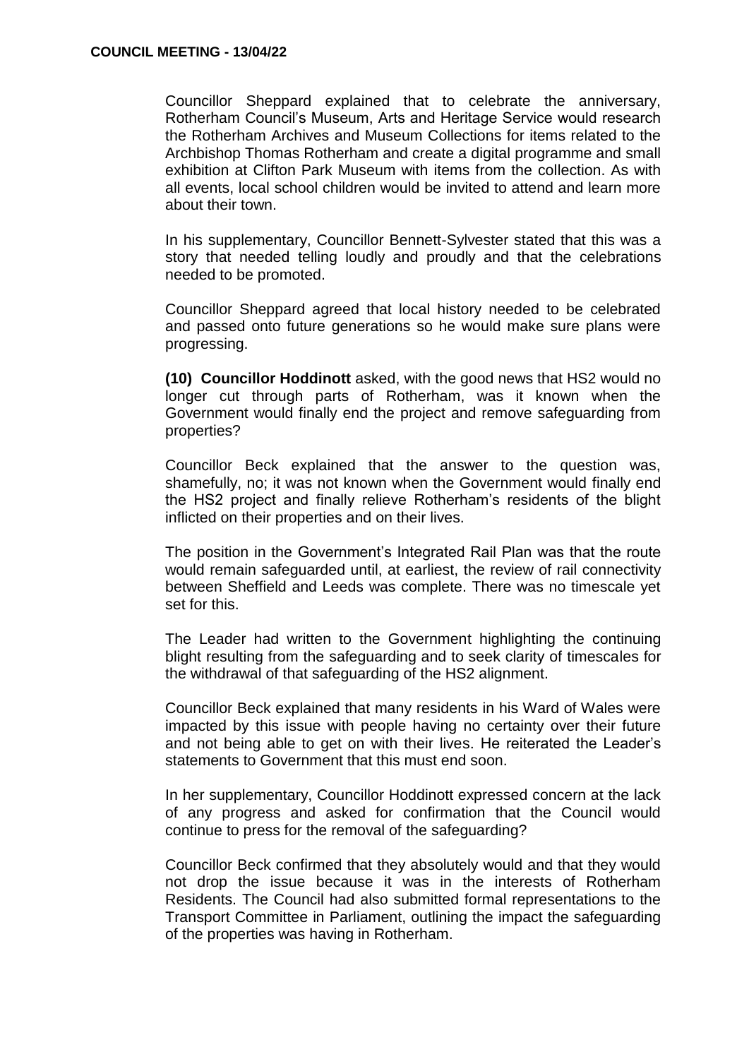Councillor Sheppard explained that to celebrate the anniversary, Rotherham Council's Museum, Arts and Heritage Service would research the Rotherham Archives and Museum Collections for items related to the Archbishop Thomas Rotherham and create a digital programme and small exhibition at Clifton Park Museum with items from the collection. As with all events, local school children would be invited to attend and learn more about their town.

In his supplementary, Councillor Bennett-Sylvester stated that this was a story that needed telling loudly and proudly and that the celebrations needed to be promoted.

Councillor Sheppard agreed that local history needed to be celebrated and passed onto future generations so he would make sure plans were progressing.

**(10) Councillor Hoddinott** asked, with the good news that HS2 would no longer cut through parts of Rotherham, was it known when the Government would finally end the project and remove safeguarding from properties?

Councillor Beck explained that the answer to the question was, shamefully, no; it was not known when the Government would finally end the HS2 project and finally relieve Rotherham's residents of the blight inflicted on their properties and on their lives.

The position in the Government's Integrated Rail Plan was that the route would remain safeguarded until, at earliest, the review of rail connectivity between Sheffield and Leeds was complete. There was no timescale yet set for this.

The Leader had written to the Government highlighting the continuing blight resulting from the safeguarding and to seek clarity of timescales for the withdrawal of that safeguarding of the HS2 alignment.

Councillor Beck explained that many residents in his Ward of Wales were impacted by this issue with people having no certainty over their future and not being able to get on with their lives. He reiterated the Leader's statements to Government that this must end soon.

In her supplementary, Councillor Hoddinott expressed concern at the lack of any progress and asked for confirmation that the Council would continue to press for the removal of the safeguarding?

Councillor Beck confirmed that they absolutely would and that they would not drop the issue because it was in the interests of Rotherham Residents. The Council had also submitted formal representations to the Transport Committee in Parliament, outlining the impact the safeguarding of the properties was having in Rotherham.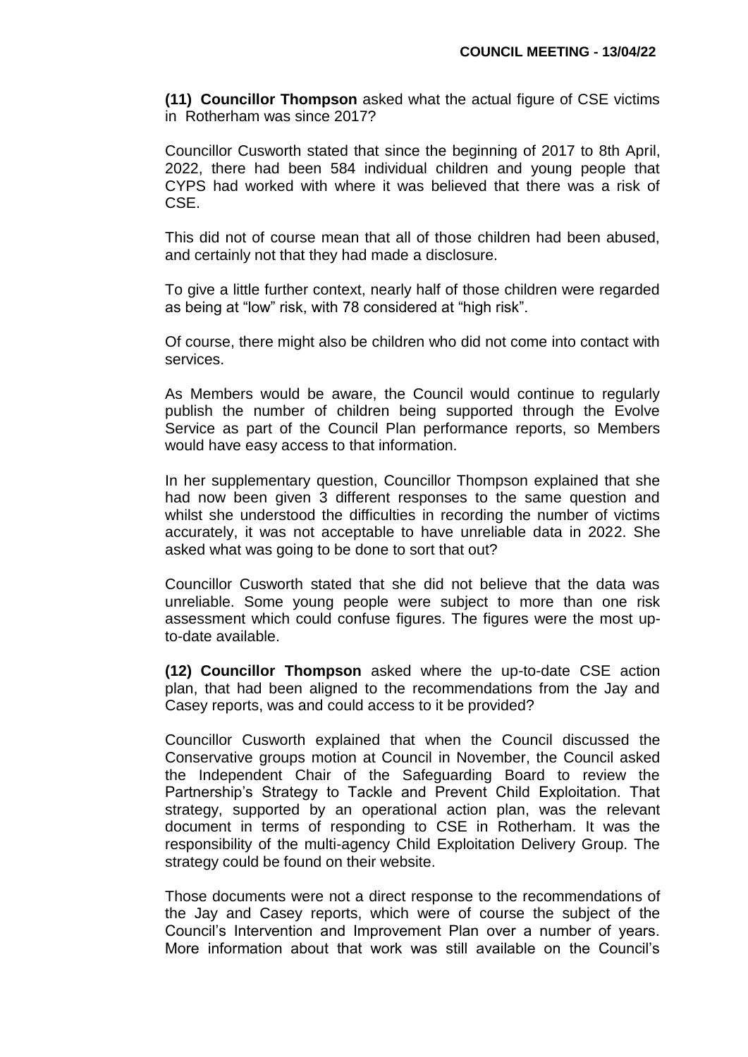**(11) Councillor Thompson** asked what the actual figure of CSE victims in Rotherham was since 2017?

Councillor Cusworth stated that since the beginning of 2017 to 8th April, 2022, there had been 584 individual children and young people that CYPS had worked with where it was believed that there was a risk of CSE.

This did not of course mean that all of those children had been abused, and certainly not that they had made a disclosure.

To give a little further context, nearly half of those children were regarded as being at "low" risk, with 78 considered at "high risk".

Of course, there might also be children who did not come into contact with services.

As Members would be aware, the Council would continue to regularly publish the number of children being supported through the Evolve Service as part of the Council Plan performance reports, so Members would have easy access to that information.

In her supplementary question, Councillor Thompson explained that she had now been given 3 different responses to the same question and whilst she understood the difficulties in recording the number of victims accurately, it was not acceptable to have unreliable data in 2022. She asked what was going to be done to sort that out?

Councillor Cusworth stated that she did not believe that the data was unreliable. Some young people were subject to more than one risk assessment which could confuse figures. The figures were the most up-to-date available.

**(12) Councillor Thompson** asked where the up-to-date CSE action plan, that had been aligned to the recommendations from the Jay and Casey reports, was and could access to it be provided?

Councillor Cusworth explained that when the Council discussed the Conservative groups motion at Council in November, the Council asked the Independent Chair of the Safeguarding Board to review the Partnership's Strategy to Tackle and Prevent Child Exploitation. That strategy, supported by an operational action plan, was the relevant document in terms of responding to CSE in Rotherham. It was the responsibility of the multi-agency Child Exploitation Delivery Group. The strategy could be found on their website.

Those documents were not a direct response to the recommendations of the Jay and Casey reports, which were of course the subject of the Council's Intervention and Improvement Plan over a number of years. More information about that work was still available on the Council's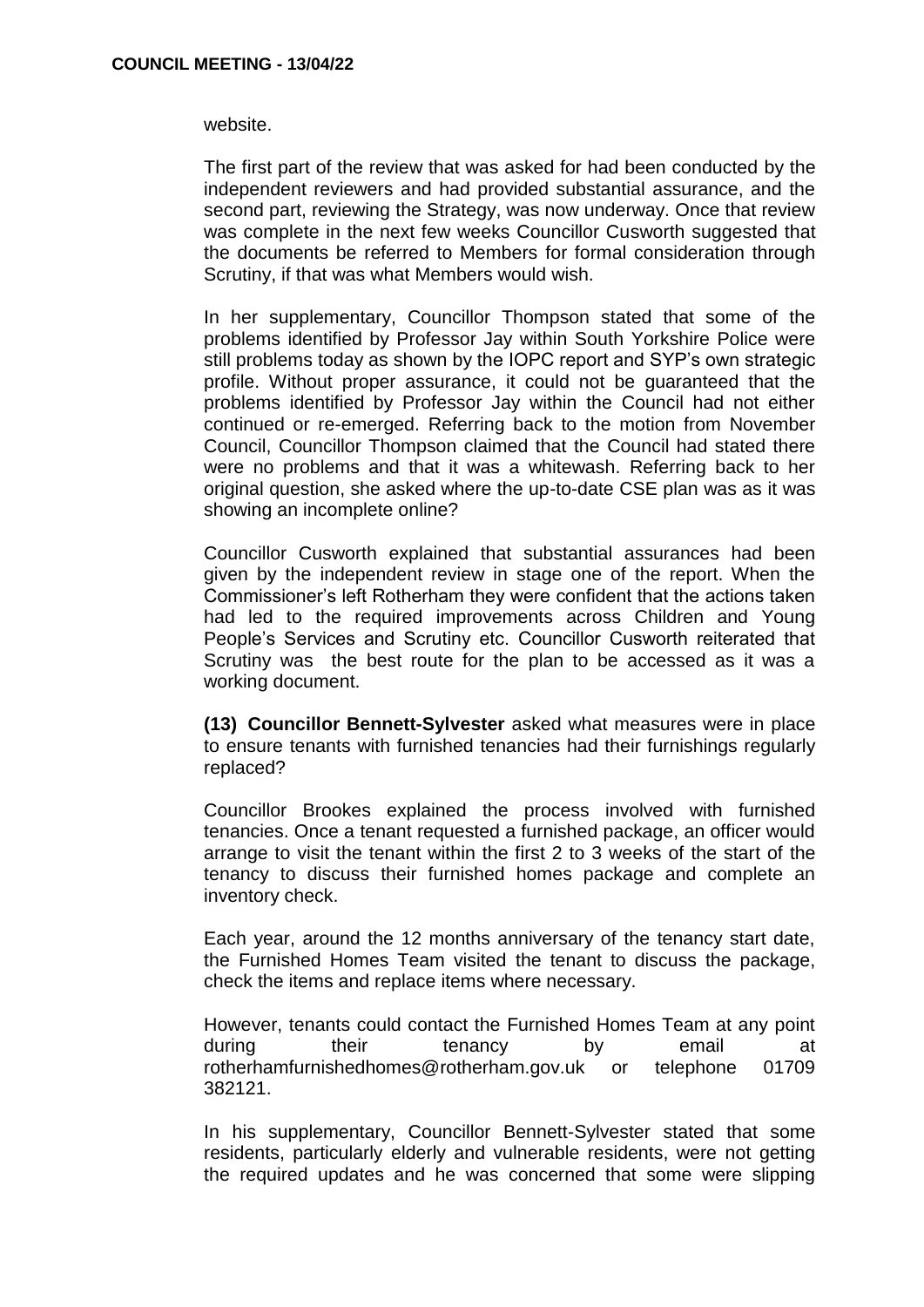website.

The first part of the review that was asked for had been conducted by the independent reviewers and had provided substantial assurance, and the second part, reviewing the Strategy, was now underway. Once that review was complete in the next few weeks Councillor Cusworth suggested that the documents be referred to Members for formal consideration through Scrutiny, if that was what Members would wish.

In her supplementary, Councillor Thompson stated that some of the problems identified by Professor Jay within South Yorkshire Police were still problems today as shown by the IOPC report and SYP's own strategic profile. Without proper assurance, it could not be guaranteed that the problems identified by Professor Jay within the Council had not either continued or re-emerged. Referring back to the motion from November Council, Councillor Thompson claimed that the Council had stated there were no problems and that it was a whitewash. Referring back to her original question, she asked where the up-to-date CSE plan was as it was showing an incomplete online?

Councillor Cusworth explained that substantial assurances had been given by the independent review in stage one of the report. When the Commissioner's left Rotherham they were confident that the actions taken had led to the required improvements across Children and Young People's Services and Scrutiny etc. Councillor Cusworth reiterated that Scrutiny was the best route for the plan to be accessed as it was a working document.

**(13) Councillor Bennett-Sylvester** asked what measures were in place to ensure tenants with furnished tenancies had their furnishings regularly replaced?

Councillor Brookes explained the process involved with furnished tenancies. Once a tenant requested a furnished package, an officer would arrange to visit the tenant within the first 2 to 3 weeks of the start of the tenancy to discuss their furnished homes package and complete an inventory check.

Each year, around the 12 months anniversary of the tenancy start date, the Furnished Homes Team visited the tenant to discuss the package, check the items and replace items where necessary.

However, tenants could contact the Furnished Homes Team at any point during their tenancy by email at rotherhamfurnishedhomes@rotherham.gov.uk or telephone 01709 382121.

In his supplementary, Councillor Bennett-Sylvester stated that some residents, particularly elderly and vulnerable residents, were not getting the required updates and he was concerned that some were slipping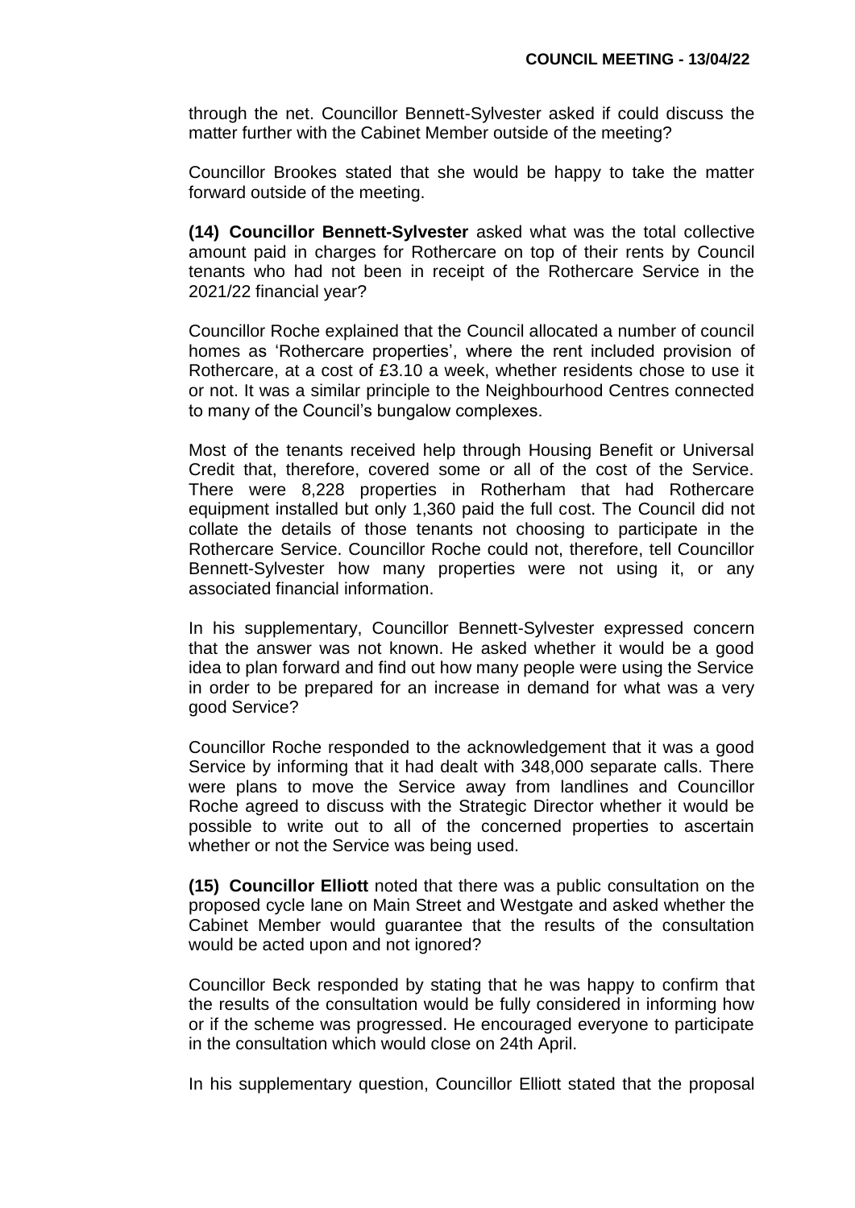through the net. Councillor Bennett-Sylvester asked if could discuss the matter further with the Cabinet Member outside of the meeting?

Councillor Brookes stated that she would be happy to take the matter forward outside of the meeting.

**(14) Councillor Bennett-Sylvester** asked what was the total collective amount paid in charges for Rothercare on top of their rents by Council tenants who had not been in receipt of the Rothercare Service in the 2021/22 financial year?

Councillor Roche explained that the Council allocated a number of council homes as 'Rothercare properties', where the rent included provision of Rothercare, at a cost of £3.10 a week, whether residents chose to use it or not. It was a similar principle to the Neighbourhood Centres connected to many of the Council's bungalow complexes.

Most of the tenants received help through Housing Benefit or Universal Credit that, therefore, covered some or all of the cost of the Service. There were 8,228 properties in Rotherham that had Rothercare equipment installed but only 1,360 paid the full cost. The Council did not collate the details of those tenants not choosing to participate in the Rothercare Service. Councillor Roche could not, therefore, tell Councillor Bennett-Sylvester how many properties were not using it, or any associated financial information.

In his supplementary, Councillor Bennett-Sylvester expressed concern that the answer was not known. He asked whether it would be a good idea to plan forward and find out how many people were using the Service in order to be prepared for an increase in demand for what was a very good Service?

Councillor Roche responded to the acknowledgement that it was a good Service by informing that it had dealt with 348,000 separate calls. There were plans to move the Service away from landlines and Councillor Roche agreed to discuss with the Strategic Director whether it would be possible to write out to all of the concerned properties to ascertain whether or not the Service was being used.

**(15) Councillor Elliott** noted that there was a public consultation on the proposed cycle lane on Main Street and Westgate and asked whether the Cabinet Member would guarantee that the results of the consultation would be acted upon and not ignored?

Councillor Beck responded by stating that he was happy to confirm that the results of the consultation would be fully considered in informing how or if the scheme was progressed. He encouraged everyone to participate in the consultation which would close on 24th April.

In his supplementary question, Councillor Elliott stated that the proposal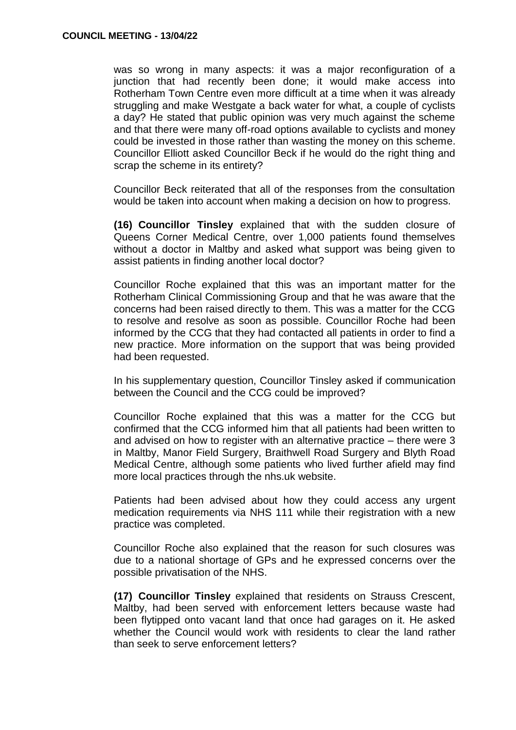was so wrong in many aspects: it was a major reconfiguration of a junction that had recently been done; it would make access into Rotherham Town Centre even more difficult at a time when it was already struggling and make Westgate a back water for what, a couple of cyclists a day? He stated that public opinion was very much against the scheme and that there were many off-road options available to cyclists and money could be invested in those rather than wasting the money on this scheme. Councillor Elliott asked Councillor Beck if he would do the right thing and scrap the scheme in its entirety?

Councillor Beck reiterated that all of the responses from the consultation would be taken into account when making a decision on how to progress.

**(16) Councillor Tinsley** explained that with the sudden closure of Queens Corner Medical Centre, over 1,000 patients found themselves without a doctor in Maltby and asked what support was being given to assist patients in finding another local doctor?

Councillor Roche explained that this was an important matter for the Rotherham Clinical Commissioning Group and that he was aware that the concerns had been raised directly to them. This was a matter for the CCG to resolve and resolve as soon as possible. Councillor Roche had been informed by the CCG that they had contacted all patients in order to find a new practice. More information on the support that was being provided had been requested.

In his supplementary question, Councillor Tinsley asked if communication between the Council and the CCG could be improved?

Councillor Roche explained that this was a matter for the CCG but confirmed that the CCG informed him that all patients had been written to and advised on how to register with an alternative practice – there were 3 in Maltby, Manor Field Surgery, Braithwell Road Surgery and Blyth Road Medical Centre, although some patients who lived further afield may find more local practices through the nhs.uk website.

Patients had been advised about how they could access any urgent medication requirements via NHS 111 while their registration with a new practice was completed.

Councillor Roche also explained that the reason for such closures was due to a national shortage of GPs and he expressed concerns over the possible privatisation of the NHS.

**(17) Councillor Tinsley** explained that residents on Strauss Crescent, Maltby, had been served with enforcement letters because waste had been flytipped onto vacant land that once had garages on it. He asked whether the Council would work with residents to clear the land rather than seek to serve enforcement letters?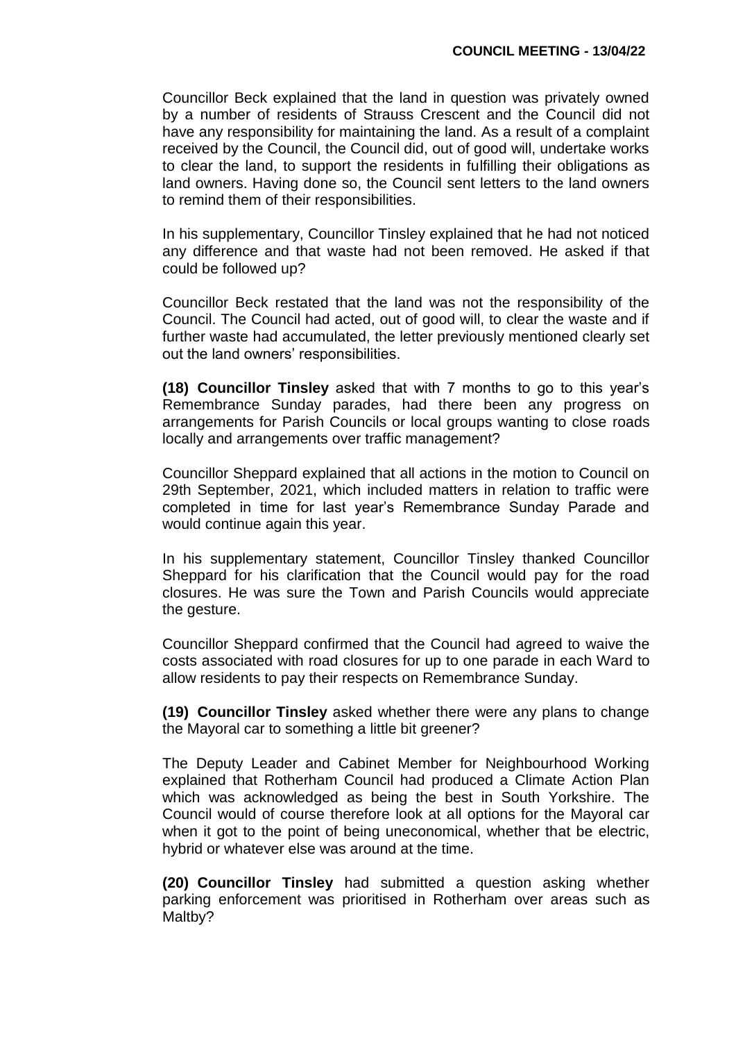Councillor Beck explained that the land in question was privately owned by a number of residents of Strauss Crescent and the Council did not have any responsibility for maintaining the land. As a result of a complaint received by the Council, the Council did, out of good will, undertake works to clear the land, to support the residents in fulfilling their obligations as land owners. Having done so, the Council sent letters to the land owners to remind them of their responsibilities.

In his supplementary, Councillor Tinsley explained that he had not noticed any difference and that waste had not been removed. He asked if that could be followed up?

Councillor Beck restated that the land was not the responsibility of the Council. The Council had acted, out of good will, to clear the waste and if further waste had accumulated, the letter previously mentioned clearly set out the land owners' responsibilities.

**(18) Councillor Tinsley** asked that with 7 months to go to this year's Remembrance Sunday parades, had there been any progress on arrangements for Parish Councils or local groups wanting to close roads locally and arrangements over traffic management?

Councillor Sheppard explained that all actions in the motion to Council on 29th September, 2021, which included matters in relation to traffic were completed in time for last year's Remembrance Sunday Parade and would continue again this year.

In his supplementary statement, Councillor Tinsley thanked Councillor Sheppard for his clarification that the Council would pay for the road closures. He was sure the Town and Parish Councils would appreciate the gesture.

Councillor Sheppard confirmed that the Council had agreed to waive the costs associated with road closures for up to one parade in each Ward to allow residents to pay their respects on Remembrance Sunday.

**(19) Councillor Tinsley** asked whether there were any plans to change the Mayoral car to something a little bit greener?

The Deputy Leader and Cabinet Member for Neighbourhood Working explained that Rotherham Council had produced a Climate Action Plan which was acknowledged as being the best in South Yorkshire. The Council would of course therefore look at all options for the Mayoral car when it got to the point of being uneconomical, whether that be electric, hybrid or whatever else was around at the time.

**(20) Councillor Tinsley** had submitted a question asking whether parking enforcement was prioritised in Rotherham over areas such as Maltby?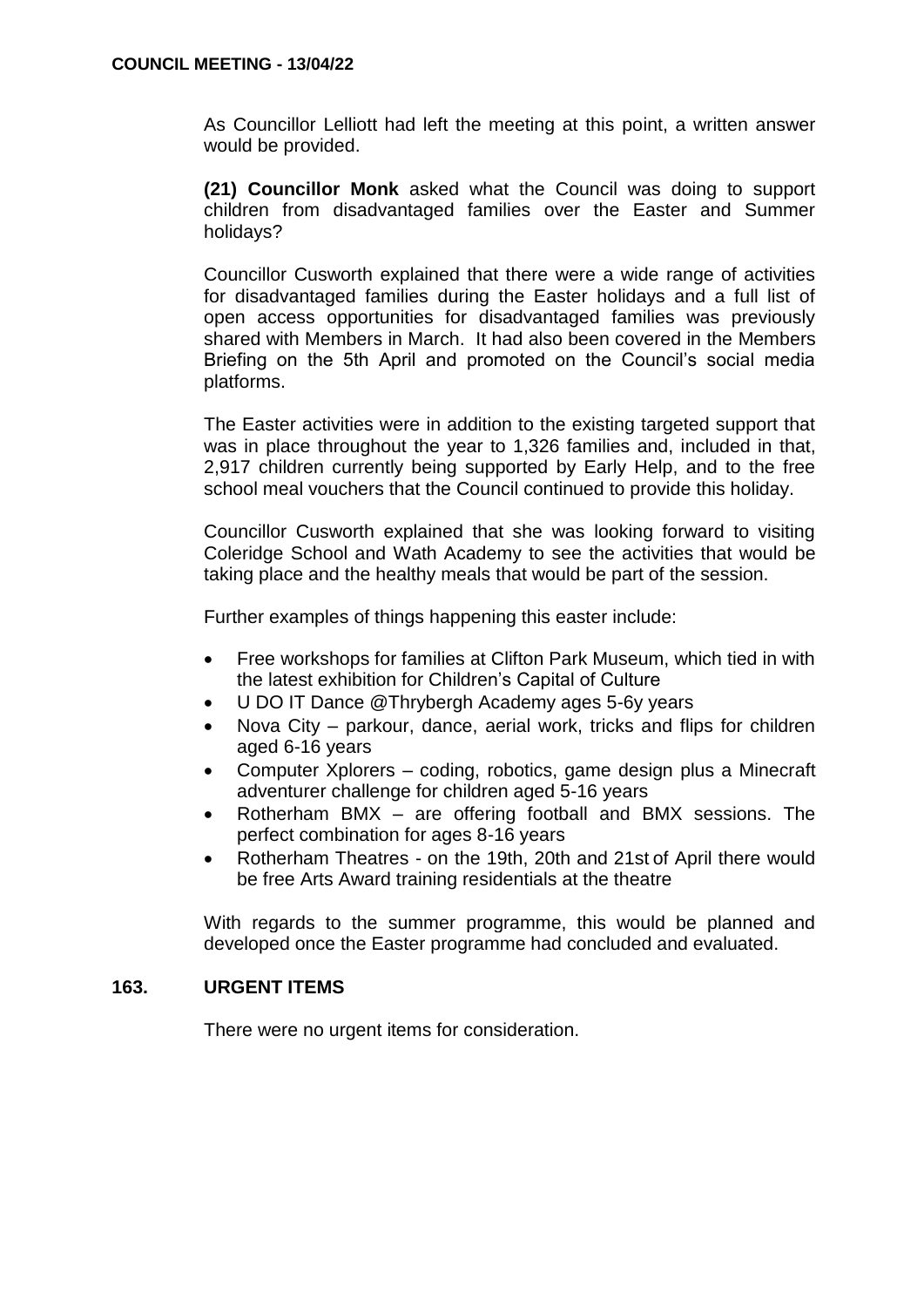As Councillor Lelliott had left the meeting at this point, a written answer would be provided.

**(21) Councillor Monk** asked what the Council was doing to support children from disadvantaged families over the Easter and Summer holidays?

Councillor Cusworth explained that there were a wide range of activities for disadvantaged families during the Easter holidays and a full list of open access opportunities for disadvantaged families was previously shared with Members in March. It had also been covered in the Members Briefing on the 5th April and promoted on the Council's social media platforms.

The Easter activities were in addition to the existing targeted support that was in place throughout the year to 1,326 families and, included in that, 2,917 children currently being supported by Early Help, and to the free school meal vouchers that the Council continued to provide this holiday.

Councillor Cusworth explained that she was looking forward to visiting Coleridge School and Wath Academy to see the activities that would be taking place and the healthy meals that would be part of the session.

Further examples of things happening this easter include:

- Free workshops for families at Clifton Park Museum, which tied in with the latest exhibition for Children's Capital of Culture
- U DO IT Dance @Thrybergh Academy ages 5-6y years
- Nova City – parkour, dance, aerial work, tricks and flips for children aged 6-16 years
- Computer Xplorers – coding, robotics, game design plus a Minecraft adventurer challenge for children aged 5-16 years
- Rotherham BMX – are offering football and BMX sessions. The perfect combination for ages 8-16 years
- Rotherham Theatres - on the 19th, 20th and 21st of April there would be free Arts Award training residentials at the theatre

With regards to the summer programme, this would be planned and developed once the Easter programme had concluded and evaluated.

## 163. URGENT ITEMS

There were no urgent items for consideration.